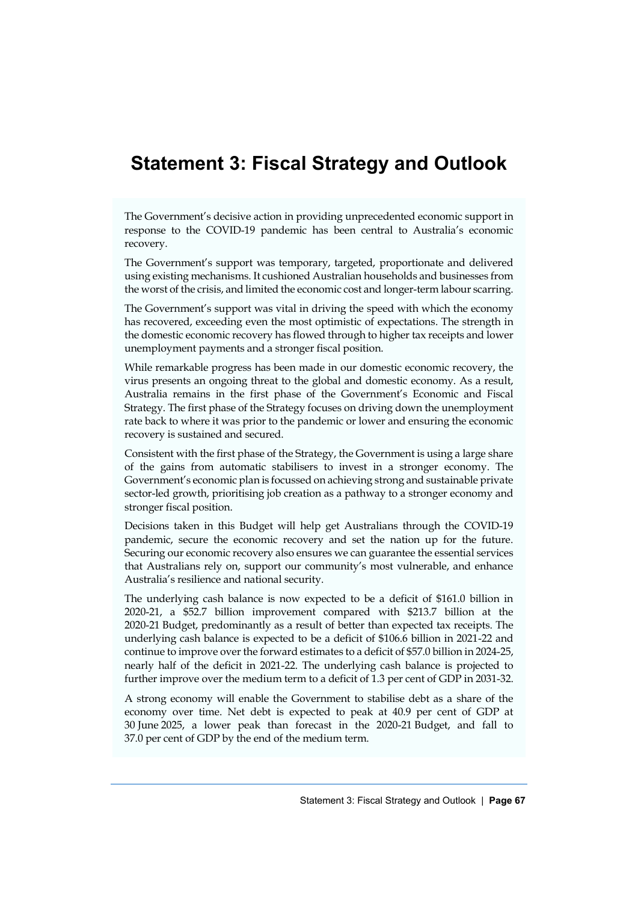# Statement 3: Fiscal Strategy and Outlook

The Government's decisive action in providing unprecedented economic support in response to the COVID-19 pandemic has been central to Australia's economic recovery.

The Government's support was temporary, targeted, proportionate and delivered using existing mechanisms. It cushioned Australian households and businesses from the worst of the crisis, and limited the economic cost and longer-term labour scarring.

The Government's support was vital in driving the speed with which the economy has recovered, exceeding even the most optimistic of expectations. The strength in the domestic economic recovery has flowed through to higher tax receipts and lower unemployment payments and a stronger fiscal position.

While remarkable progress has been made in our domestic economic recovery, the virus presents an ongoing threat to the global and domestic economy. As a result, Australia remains in the first phase of the Government's Economic and Fiscal Strategy. The first phase of the Strategy focuses on driving down the unemployment rate back to where it was prior to the pandemic or lower and ensuring the economic recovery is sustained and secured.

Consistent with the first phase of the Strategy, the Government is using a large share of the gains from automatic stabilisers to invest in a stronger economy. The Government's economic plan is focussed on achieving strong and sustainable private sector-led growth, prioritising job creation as a pathway to a stronger economy and stronger fiscal position.

Decisions taken in this Budget will help get Australians through the COVID-19 pandemic, secure the economic recovery and set the nation up for the future. Securing our economic recovery also ensures we can guarantee the essential services that Australians rely on, support our community's most vulnerable, and enhance Australia's resilience and national security.

The underlying cash balance is now expected to be a deficit of $161.0 billion in 2020-21, a $52.7 billion improvement compared with $213.7 billion at the 2020-21 Budget, predominantly as a result of better than expected tax receipts. The underlying cash balance is expected to be a deficit of $106.6 billion in 2021-22 and continue to improve over the forward estimates to a deficit of $57.0 billion in 2024-25, nearly half of the deficit in 2021-22. The underlying cash balance is projected to further improve over the medium term to a deficit of 1.3 per cent of GDP in 2031-32.

A strong economy will enable the Government to stabilise debt as a share of the economy over time. Net debt is expected to peak at 40.9 per cent of GDP at 30 June 2025, a lower peak than forecast in the 2020-21 Budget, and fall to 37.0 per cent of GDP by the end of the medium term.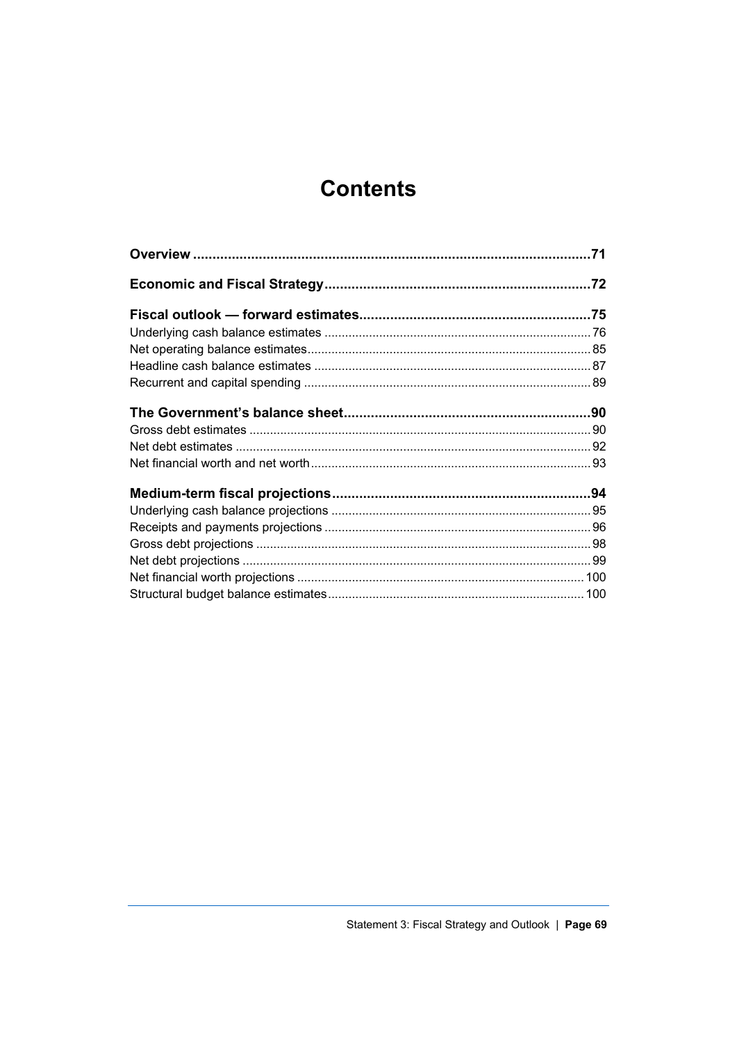# Contents

| | |
|---|---|
| **Overview** | **71** |
| **Economic and Fiscal Strategy** | **72** |
| **Fiscal outlook — forward estimates** | **75** |
| Underlying cash balance estimates | 76 |
| Net operating balance estimates | 85 |
| Headline cash balance estimates | 87 |
| Recurrent and capital spending | 89 |
| **The Government's balance sheet** | **90** |
| Gross debt estimates | 90 |
| Net debt estimates | 92 |
| Net financial worth and net worth | 93 |
| **Medium-term fiscal projections** | **94** |
| Underlying cash balance projections | 95 |
| Receipts and payments projections | 96 |
| Gross debt projections | 98 |
| Net debt projections | 99 |
| Net financial worth projections | 100 |
| Structural budget balance estimates | 100 |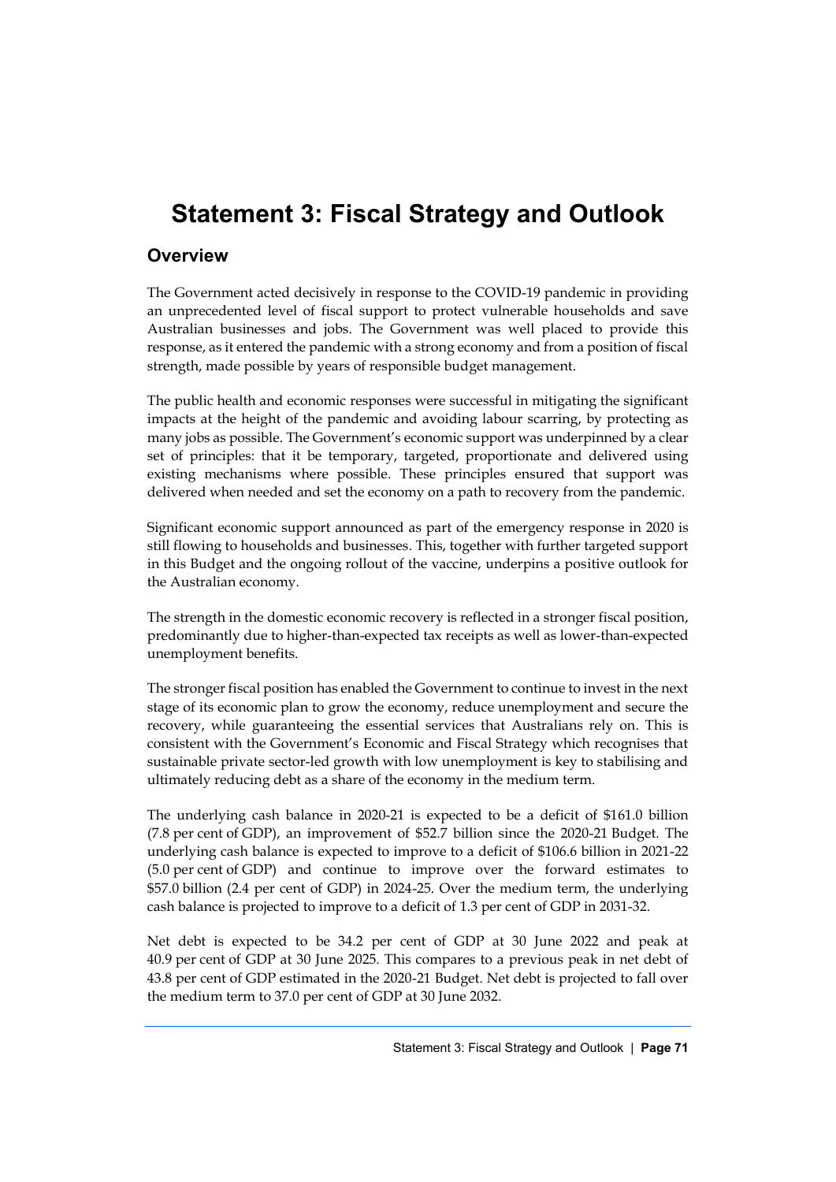# Statement 3: Fiscal Strategy and Outlook

## Overview

The Government acted decisively in response to the COVID-19 pandemic in providing an unprecedented level of fiscal support to protect vulnerable households and save Australian businesses and jobs. The Government was well placed to provide this response, as it entered the pandemic with a strong economy and from a position of fiscal strength, made possible by years of responsible budget management.

The public health and economic responses were successful in mitigating the significant impacts at the height of the pandemic and avoiding labour scarring, by protecting as many jobs as possible. The Government's economic support was underpinned by a clear set of principles: that it be temporary, targeted, proportionate and delivered using existing mechanisms where possible. These principles ensured that support was delivered when needed and set the economy on a path to recovery from the pandemic.

Significant economic support announced as part of the emergency response in 2020 is still flowing to households and businesses. This, together with further targeted support in this Budget and the ongoing rollout of the vaccine, underpins a positive outlook for the Australian economy.

The strength in the domestic economic recovery is reflected in a stronger fiscal position, predominantly due to higher-than-expected tax receipts as well as lower-than-expected unemployment benefits.

The stronger fiscal position has enabled the Government to continue to invest in the next stage of its economic plan to grow the economy, reduce unemployment and secure the recovery, while guaranteeing the essential services that Australians rely on. This is consistent with the Government's Economic and Fiscal Strategy which recognises that sustainable private sector-led growth with low unemployment is key to stabilising and ultimately reducing debt as a share of the economy in the medium term.

The underlying cash balance in 2020-21 is expected to be a deficit of $161.0 billion (7.8 per cent of GDP), an improvement of $52.7 billion since the 2020-21 Budget. The underlying cash balance is expected to improve to a deficit of $106.6 billion in 2021-22 (5.0 per cent of GDP) and continue to improve over the forward estimates to $57.0 billion (2.4 per cent of GDP) in 2024-25. Over the medium term, the underlying cash balance is projected to improve to a deficit of 1.3 per cent of GDP in 2031-32.

Net debt is expected to be 34.2 per cent of GDP at 30 June 2022 and peak at 40.9 per cent of GDP at 30 June 2025. This compares to a previous peak in net debt of 43.8 per cent of GDP estimated in the 2020-21 Budget. Net debt is projected to fall over the medium term to 37.0 per cent of GDP at 30 June 2032.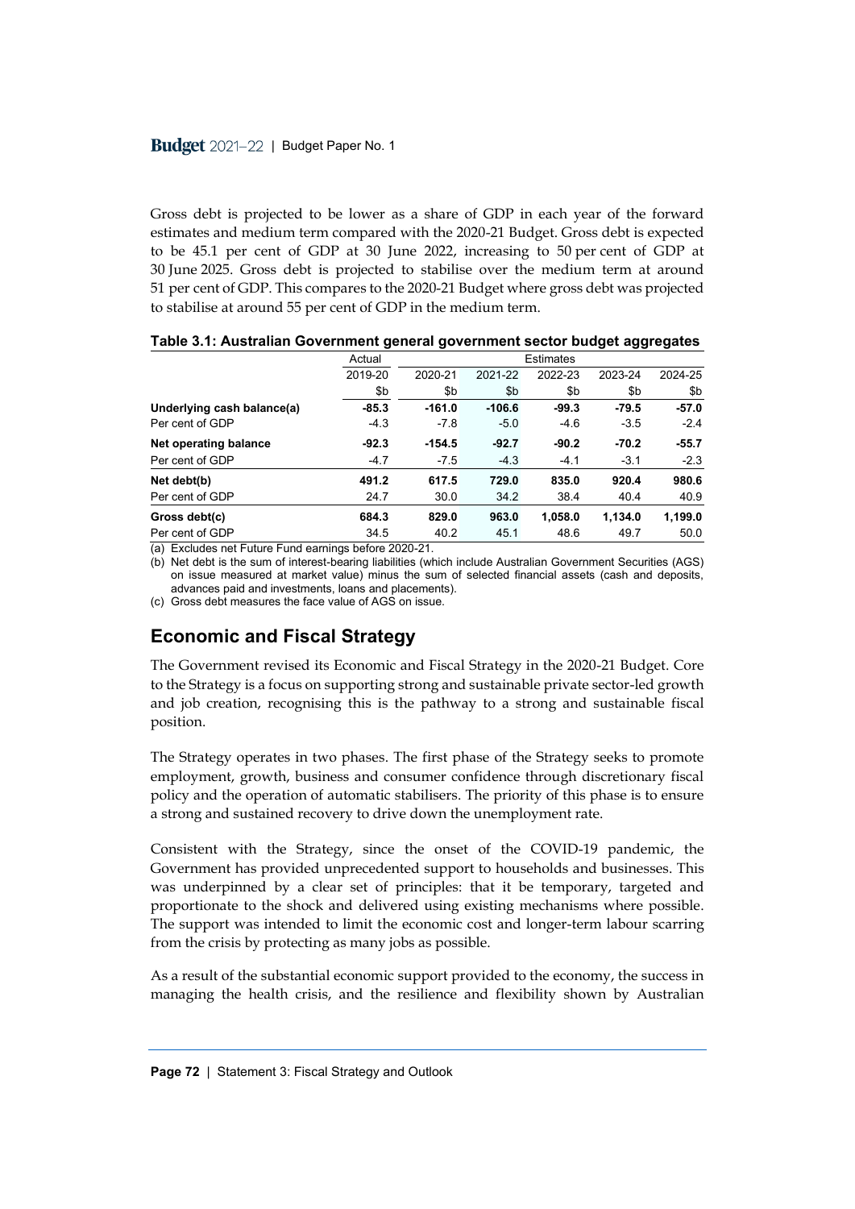Gross debt is projected to be lower as a share of GDP in each year of the forward estimates and medium term compared with the 2020-21 Budget. Gross debt is expected to be 45.1 per cent of GDP at 30 June 2022, increasing to 50 per cent of GDP at 30 June 2025. Gross debt is projected to stabilise over the medium term at around 51 per cent of GDP. This compares to the 2020-21 Budget where gross debt was projected to stabilise at around 55 per cent of GDP in the medium term.

**Table 3.1: Australian Government general government sector budget aggregates**

| | Actual | Estimates | | | | |
|---|---|---|---|---|---|---|
| | 2019-20 | 2020-21 | 2021-22 | 2022-23 | 2023-24 | 2024-25 |
| | $b | $b | $b | $b | $b | $b |
| **Underlying cash balance(a)** | **-85.3** | **-161.0** | **-106.6** | **-99.3** | **-79.5** | **-57.0** |
| Per cent of GDP | -4.3 | -7.8 | -5.0 | -4.6 | -3.5 | -2.4 |
| **Net operating balance** | **-92.3** | **-154.5** | **-92.7** | **-90.2** | **-70.2** | **-55.7** |
| Per cent of GDP | -4.7 | -7.5 | -4.3 | -4.1 | -3.1 | -2.3 |
| **Net debt(b)** | **491.2** | **617.5** | **729.0** | **835.0** | **920.4** | **980.6** |
| Per cent of GDP | 24.7 | 30.0 | 34.2 | 38.4 | 40.4 | 40.9 |
| **Gross debt(c)** | **684.3** | **829.0** | **963.0** | **1,058.0** | **1,134.0** | **1,199.0** |
| Per cent of GDP | 34.5 | 40.2 | 45.1 | 48.6 | 49.7 | 50.0 |

(a) Excludes net Future Fund earnings before 2020-21.
(b) Net debt is the sum of interest-bearing liabilities (which include Australian Government Securities (AGS) on issue measured at market value) minus the sum of selected financial assets (cash and deposits, advances paid and investments, loans and placements).
(c) Gross debt measures the face value of AGS on issue.

## Economic and Fiscal Strategy

The Government revised its Economic and Fiscal Strategy in the 2020-21 Budget. Core to the Strategy is a focus on supporting strong and sustainable private sector-led growth and job creation, recognising this is the pathway to a strong and sustainable fiscal position.

The Strategy operates in two phases. The first phase of the Strategy seeks to promote employment, growth, business and consumer confidence through discretionary fiscal policy and the operation of automatic stabilisers. The priority of this phase is to ensure a strong and sustained recovery to drive down the unemployment rate.

Consistent with the Strategy, since the onset of the COVID-19 pandemic, the Government has provided unprecedented support to households and businesses. This was underpinned by a clear set of principles: that it be temporary, targeted and proportionate to the shock and delivered using existing mechanisms where possible. The support was intended to limit the economic cost and longer-term labour scarring from the crisis by protecting as many jobs as possible.

As a result of the substantial economic support provided to the economy, the success in managing the health crisis, and the resilience and flexibility shown by Australian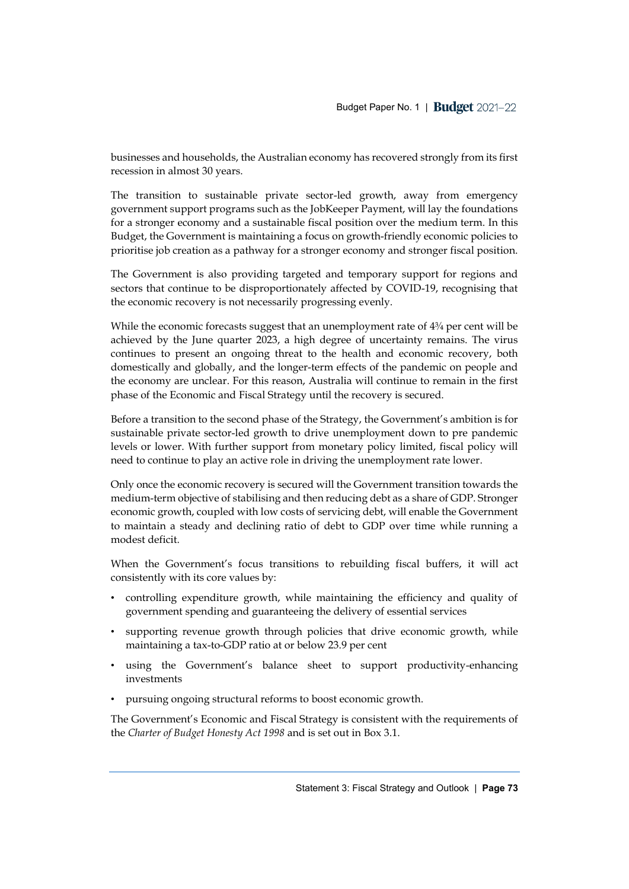businesses and households, the Australian economy has recovered strongly from its first recession in almost 30 years.

The transition to sustainable private sector-led growth, away from emergency government support programs such as the JobKeeper Payment, will lay the foundations for a stronger economy and a sustainable fiscal position over the medium term. In this Budget, the Government is maintaining a focus on growth-friendly economic policies to prioritise job creation as a pathway for a stronger economy and stronger fiscal position.

The Government is also providing targeted and temporary support for regions and sectors that continue to be disproportionately affected by COVID-19, recognising that the economic recovery is not necessarily progressing evenly.

While the economic forecasts suggest that an unemployment rate of 4¾ per cent will be achieved by the June quarter 2023, a high degree of uncertainty remains. The virus continues to present an ongoing threat to the health and economic recovery, both domestically and globally, and the longer-term effects of the pandemic on people and the economy are unclear. For this reason, Australia will continue to remain in the first phase of the Economic and Fiscal Strategy until the recovery is secured.

Before a transition to the second phase of the Strategy, the Government's ambition is for sustainable private sector-led growth to drive unemployment down to pre pandemic levels or lower. With further support from monetary policy limited, fiscal policy will need to continue to play an active role in driving the unemployment rate lower.

Only once the economic recovery is secured will the Government transition towards the medium-term objective of stabilising and then reducing debt as a share of GDP. Stronger economic growth, coupled with low costs of servicing debt, will enable the Government to maintain a steady and declining ratio of debt to GDP over time while running a modest deficit.

When the Government's focus transitions to rebuilding fiscal buffers, it will act consistently with its core values by:

- controlling expenditure growth, while maintaining the efficiency and quality of government spending and guaranteeing the delivery of essential services
- supporting revenue growth through policies that drive economic growth, while maintaining a tax-to-GDP ratio at or below 23.9 per cent
- using the Government's balance sheet to support productivity-enhancing investments
- pursuing ongoing structural reforms to boost economic growth.

The Government's Economic and Fiscal Strategy is consistent with the requirements of the *Charter of Budget Honesty Act 1998* and is set out in Box 3.1.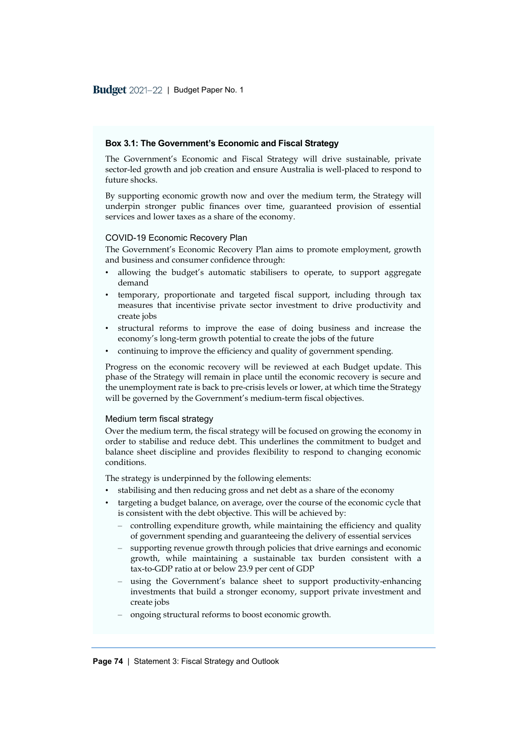### Box 3.1: The Government's Economic and Fiscal Strategy

The Government's Economic and Fiscal Strategy will drive sustainable, private sector-led growth and job creation and ensure Australia is well-placed to respond to future shocks.

By supporting economic growth now and over the medium term, the Strategy will underpin stronger public finances over time, guaranteed provision of essential services and lower taxes as a share of the economy.

#### COVID-19 Economic Recovery Plan

The Government's Economic Recovery Plan aims to promote employment, growth and business and consumer confidence through:

- allowing the budget's automatic stabilisers to operate, to support aggregate demand
- temporary, proportionate and targeted fiscal support, including through tax measures that incentivise private sector investment to drive productivity and create jobs
- structural reforms to improve the ease of doing business and increase the economy's long-term growth potential to create the jobs of the future
- continuing to improve the efficiency and quality of government spending.

Progress on the economic recovery will be reviewed at each Budget update. This phase of the Strategy will remain in place until the economic recovery is secure and the unemployment rate is back to pre-crisis levels or lower, at which time the Strategy will be governed by the Government's medium-term fiscal objectives.

#### Medium term fiscal strategy

Over the medium term, the fiscal strategy will be focused on growing the economy in order to stabilise and reduce debt. This underlines the commitment to budget and balance sheet discipline and provides flexibility to respond to changing economic conditions.

The strategy is underpinned by the following elements:

- stabilising and then reducing gross and net debt as a share of the economy
- targeting a budget balance, on average, over the course of the economic cycle that is consistent with the debt objective. This will be achieved by:
  - controlling expenditure growth, while maintaining the efficiency and quality of government spending and guaranteeing the delivery of essential services
  - supporting revenue growth through policies that drive earnings and economic growth, while maintaining a sustainable tax burden consistent with a tax-to-GDP ratio at or below 23.9 per cent of GDP
  - using the Government's balance sheet to support productivity-enhancing investments that build a stronger economy, support private investment and create jobs
  - ongoing structural reforms to boost economic growth.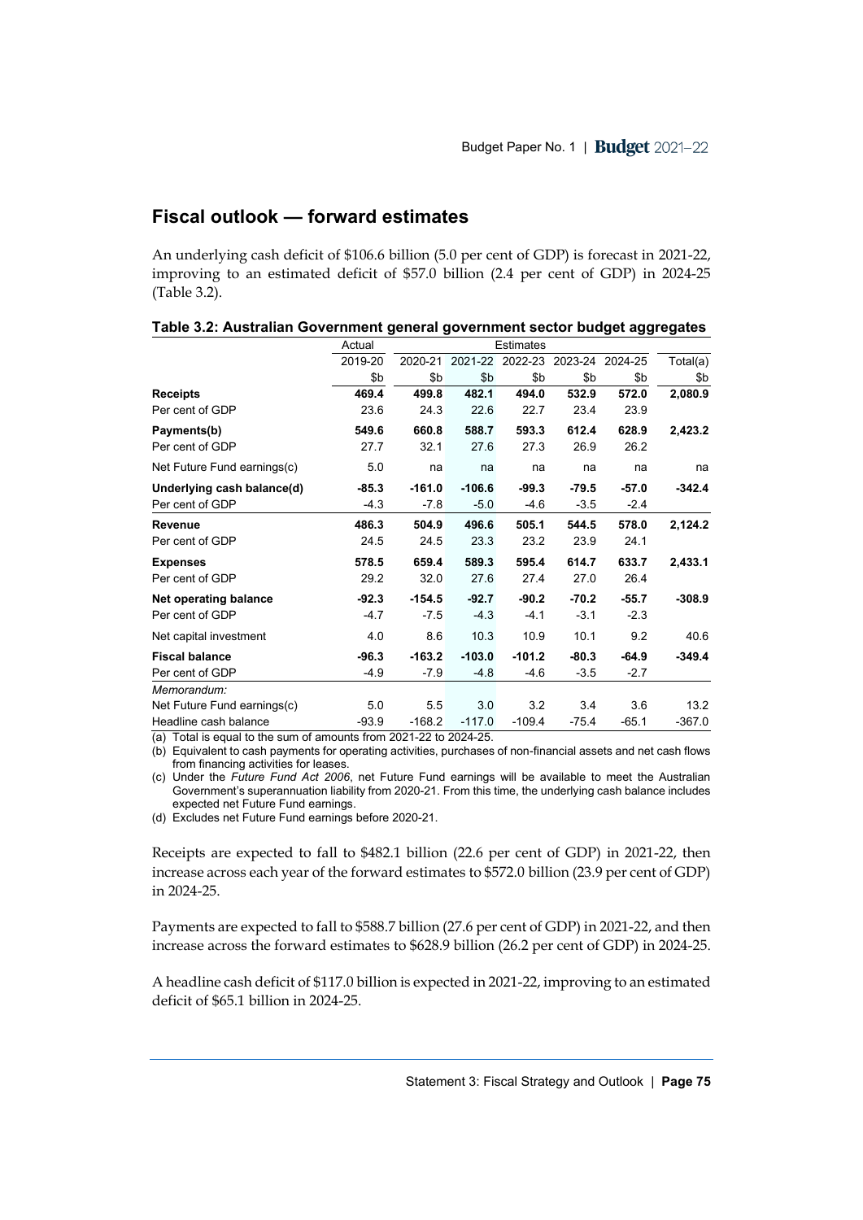## Fiscal outlook — forward estimates

An underlying cash deficit of $106.6 billion (5.0 per cent of GDP) is forecast in 2021-22, improving to an estimated deficit of $57.0 billion (2.4 per cent of GDP) in 2024-25 (Table 3.2).

**Table 3.2: Australian Government general government sector budget aggregates**

| | Actual | Estimates | | | | | |
|---|---|---|---|---|---|---|---|
| | 2019-20 | 2020-21 | 2021-22 | 2022-23 | 2023-24 | 2024-25 | Total(a) |
| | $b | $b | $b | $b | $b | $b | $b |
| **Receipts** | **469.4** | **499.8** | **482.1** | **494.0** | **532.9** | **572.0** | **2,080.9** |
| Per cent of GDP | 23.6 | 24.3 | 22.6 | 22.7 | 23.4 | 23.9 | |
| **Payments(b)** | **549.6** | **660.8** | **588.7** | **593.3** | **612.4** | **628.9** | **2,423.2** |
| Per cent of GDP | 27.7 | 32.1 | 27.6 | 27.3 | 26.9 | 26.2 | |
| Net Future Fund earnings(c) | 5.0 | na | na | na | na | na | na |
| **Underlying cash balance(d)** | **-85.3** | **-161.0** | **-106.6** | **-99.3** | **-79.5** | **-57.0** | **-342.4** |
| Per cent of GDP | -4.3 | -7.8 | -5.0 | -4.6 | -3.5 | -2.4 | |
| **Revenue** | **486.3** | **504.9** | **496.6** | **505.1** | **544.5** | **578.0** | **2,124.2** |
| Per cent of GDP | 24.5 | 24.5 | 23.3 | 23.2 | 23.9 | 24.1 | |
| **Expenses** | **578.5** | **659.4** | **589.3** | **595.4** | **614.7** | **633.7** | **2,433.1** |
| Per cent of GDP | 29.2 | 32.0 | 27.6 | 27.4 | 27.0 | 26.4 | |
| **Net operating balance** | **-92.3** | **-154.5** | **-92.7** | **-90.2** | **-70.2** | **-55.7** | **-308.9** |
| Per cent of GDP | -4.7 | -7.5 | -4.3 | -4.1 | -3.1 | -2.3 | |
| Net capital investment | 4.0 | 8.6 | 10.3 | 10.9 | 10.1 | 9.2 | 40.6 |
| **Fiscal balance** | **-96.3** | **-163.2** | **-103.0** | **-101.2** | **-80.3** | **-64.9** | **-349.4** |
| Per cent of GDP | -4.9 | -7.9 | -4.8 | -4.6 | -3.5 | -2.7 | |
| *Memorandum:* | | | | | | | |
| Net Future Fund earnings(c) | 5.0 | 5.5 | 3.0 | 3.2 | 3.4 | 3.6 | 13.2 |
| Headline cash balance | -93.9 | -168.2 | -117.0 | -109.4 | -75.4 | -65.1 | -367.0 |

(a) Total is equal to the sum of amounts from 2021-22 to 2024-25.
(b) Equivalent to cash payments for operating activities, purchases of non-financial assets and net cash flows from financing activities for leases.
(c) Under the *Future Fund Act 2006*, net Future Fund earnings will be available to meet the Australian Government's superannuation liability from 2020-21. From this time, the underlying cash balance includes expected net Future Fund earnings.
(d) Excludes net Future Fund earnings before 2020-21.

Receipts are expected to fall to $482.1 billion (22.6 per cent of GDP) in 2021-22, then increase across each year of the forward estimates to $572.0 billion (23.9 per cent of GDP) in 2024-25.

Payments are expected to fall to $588.7 billion (27.6 per cent of GDP) in 2021-22, and then increase across the forward estimates to $628.9 billion (26.2 per cent of GDP) in 2024-25.

A headline cash deficit of $117.0 billion is expected in 2021-22, improving to an estimated deficit of $65.1 billion in 2024-25.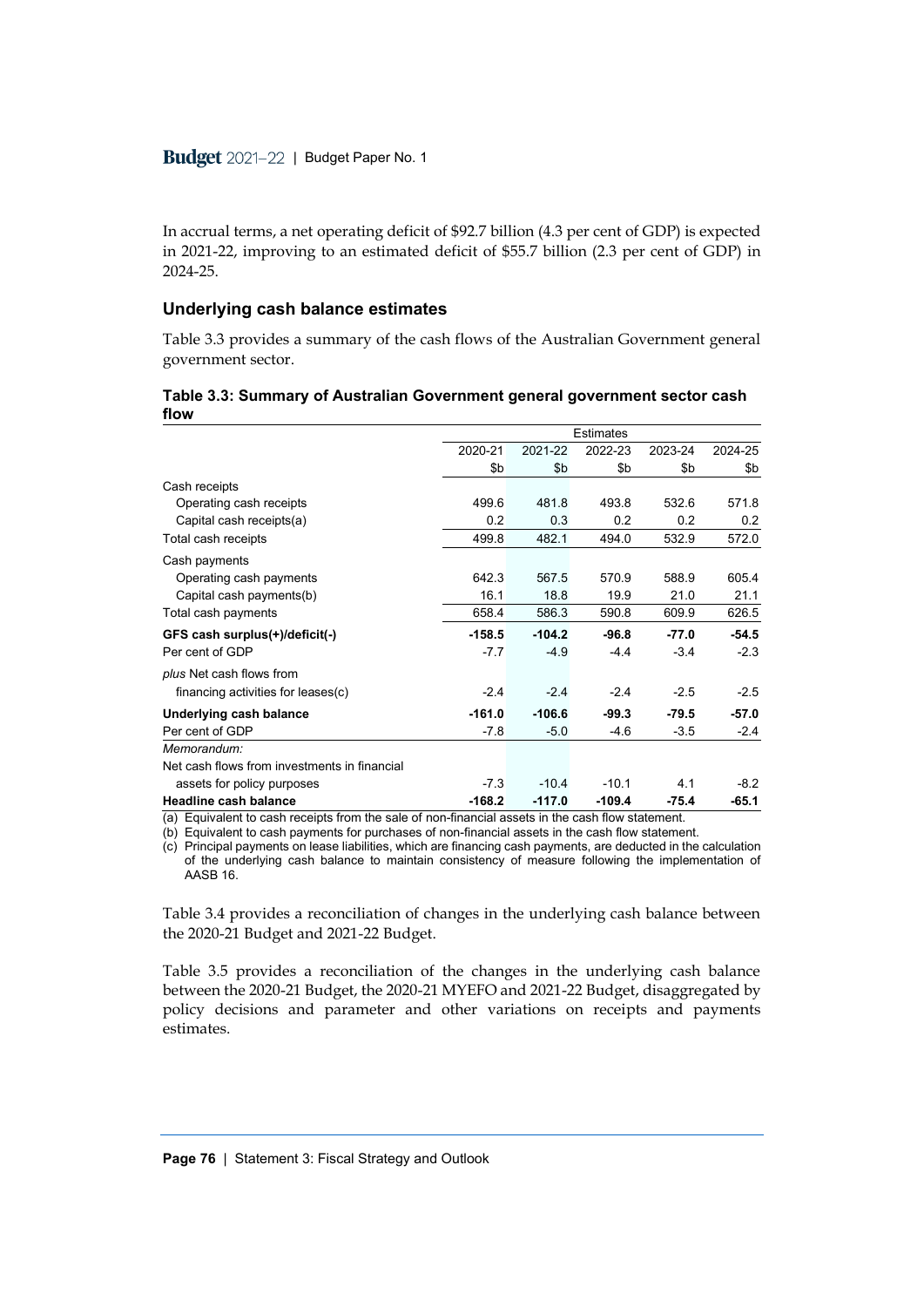In accrual terms, a net operating deficit of $92.7 billion (4.3 per cent of GDP) is expected in 2021-22, improving to an estimated deficit of $55.7 billion (2.3 per cent of GDP) in 2024-25.

## Underlying cash balance estimates

Table 3.3 provides a summary of the cash flows of the Australian Government general government sector.

**Table 3.3: Summary of Australian Government general government sector cash flow**

| | Estimates | | | | |
|---|---|---|---|---|---|
| | 2020-21 | 2021-22 | 2022-23 | 2023-24 | 2024-25 |
| | $b | $b | $b | $b | $b |
| Cash receipts | | | | | |
| Operating cash receipts | 499.6 | 481.8 | 493.8 | 532.6 | 571.8 |
| Capital cash receipts(a) | 0.2 | 0.3 | 0.2 | 0.2 | 0.2 |
| Total cash receipts | 499.8 | 482.1 | 494.0 | 532.9 | 572.0 |
| Cash payments | | | | | |
| Operating cash payments | 642.3 | 567.5 | 570.9 | 588.9 | 605.4 |
| Capital cash payments(b) | 16.1 | 18.8 | 19.9 | 21.0 | 21.1 |
| Total cash payments | 658.4 | 586.3 | 590.8 | 609.9 | 626.5 |
| **GFS cash surplus(+)/deficit(-)** | **-158.5** | **-104.2** | **-96.8** | **-77.0** | **-54.5** |
| Per cent of GDP | -7.7 | -4.9 | -4.4 | -3.4 | -2.3 |
| *plus* Net cash flows from financing activities for leases(c) | -2.4 | -2.4 | -2.4 | -2.5 | -2.5 |
| **Underlying cash balance** | **-161.0** | **-106.6** | **-99.3** | **-79.5** | **-57.0** |
| Per cent of GDP | -7.8 | -5.0 | -4.6 | -3.5 | -2.4 |
| *Memorandum:* | | | | | |
| Net cash flows from investments in financial assets for policy purposes | -7.3 | -10.4 | -10.1 | 4.1 | -8.2 |
| **Headline cash balance** | **-168.2** | **-117.0** | **-109.4** | **-75.4** | **-65.1** |

(a) Equivalent to cash receipts from the sale of non-financial assets in the cash flow statement.
(b) Equivalent to cash payments for purchases of non-financial assets in the cash flow statement.
(c) Principal payments on lease liabilities, which are financing cash payments, are deducted in the calculation of the underlying cash balance to maintain consistency of measure following the implementation of AASB 16.

Table 3.4 provides a reconciliation of changes in the underlying cash balance between the 2020-21 Budget and 2021-22 Budget.

Table 3.5 provides a reconciliation of the changes in the underlying cash balance between the 2020-21 Budget, the 2020-21 MYEFO and 2021-22 Budget, disaggregated by policy decisions and parameter and other variations on receipts and payments estimates.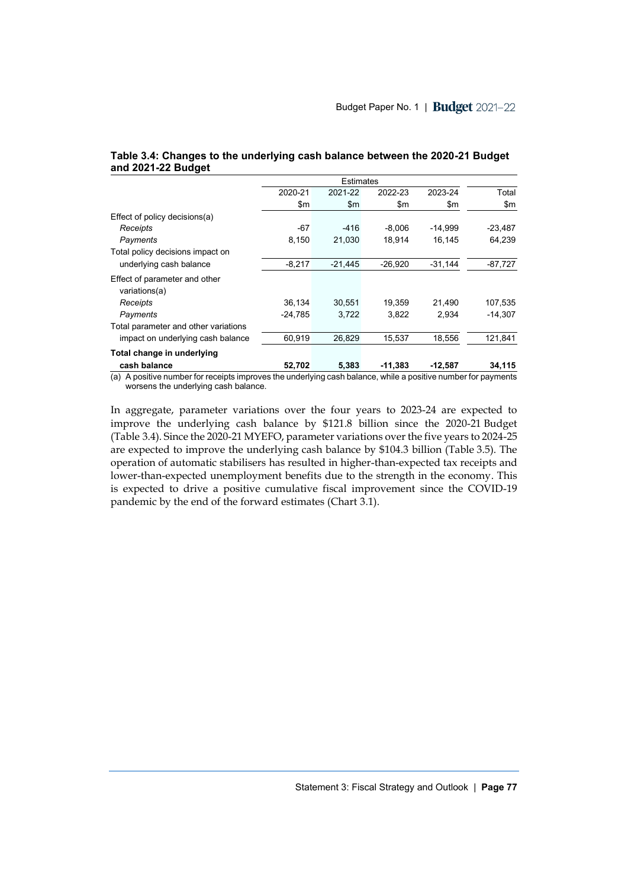**Table 3.4: Changes to the underlying cash balance between the 2020-21 Budget and 2021-22 Budget**

| | Estimates | | | | |
|---|---|---|---|---|---|
| | 2020-21 | 2021-22 | 2022-23 | 2023-24 | Total |
| | $m | $m | $m | $m | $m |
| Effect of policy decisions(a) | | | | | |
| *Receipts* | -67 | -416 | -8,006 | -14,999 | -23,487 |
| *Payments* | 8,150 | 21,030 | 18,914 | 16,145 | 64,239 |
| Total policy decisions impact on underlying cash balance | -8,217 | -21,445 | -26,920 | -31,144 | -87,727 |
| Effect of parameter and other variations(a) | | | | | |
| *Receipts* | 36,134 | 30,551 | 19,359 | 21,490 | 107,535 |
| *Payments* | -24,785 | 3,722 | 3,822 | 2,934 | -14,307 |
| Total parameter and other variations impact on underlying cash balance | 60,919 | 26,829 | 15,537 | 18,556 | 121,841 |
| **Total change in underlying cash balance** | **52,702** | **5,383** | **-11,383** | **-12,587** | **34,115** |

(a) A positive number for receipts improves the underlying cash balance, while a positive number for payments worsens the underlying cash balance.

In aggregate, parameter variations over the four years to 2023-24 are expected to improve the underlying cash balance by $121.8 billion since the 2020-21 Budget (Table 3.4). Since the 2020-21 MYEFO, parameter variations over the five years to 2024-25 are expected to improve the underlying cash balance by $104.3 billion (Table 3.5). The operation of automatic stabilisers has resulted in higher-than-expected tax receipts and lower-than-expected unemployment benefits due to the strength in the economy. This is expected to drive a positive cumulative fiscal improvement since the COVID-19 pandemic by the end of the forward estimates (Chart 3.1).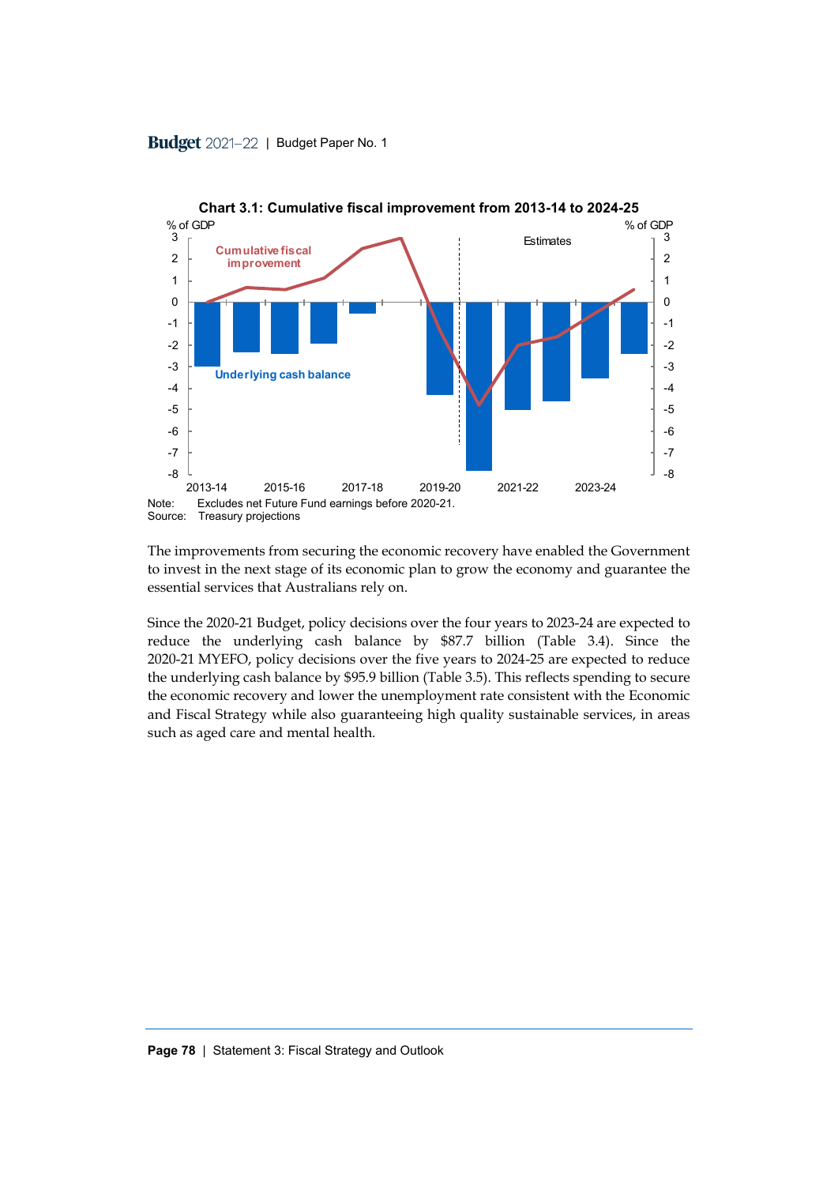**Chart 3.1: Cumulative fiscal improvement from 2013-14 to 2024-25**

Note: Excludes net Future Fund earnings before 2020-21.
Source: Treasury projections

The improvements from securing the economic recovery have enabled the Government to invest in the next stage of its economic plan to grow the economy and guarantee the essential services that Australians rely on.

Since the 2020-21 Budget, policy decisions over the four years to 2023-24 are expected to reduce the underlying cash balance by $87.7 billion (Table 3.4). Since the 2020-21 MYEFO, policy decisions over the five years to 2024-25 are expected to reduce the underlying cash balance by $95.9 billion (Table 3.5). This reflects spending to secure the economic recovery and lower the unemployment rate consistent with the Economic and Fiscal Strategy while also guaranteeing high quality sustainable services, in areas such as aged care and mental health.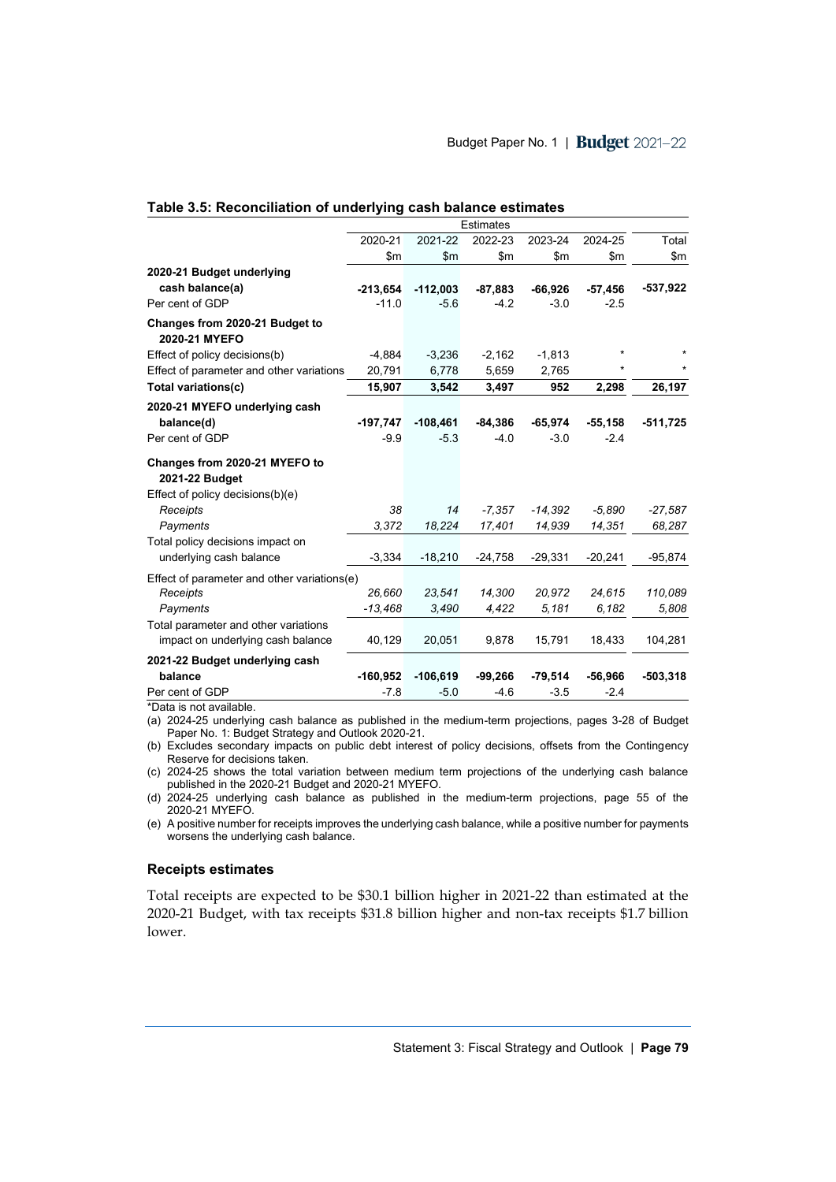**Table 3.5: Reconciliation of underlying cash balance estimates**

| | Estimates | | | | | |
|---|---|---|---|---|---|---|
| | 2020-21 | 2021-22 | 2022-23 | 2023-24 | 2024-25 | Total |
| | $m | $m | $m | $m | $m | $m |
| **2020-21 Budget underlying cash balance(a)** | **-213,654** | **-112,003** | **-87,883** | **-66,926** | **-57,456** | **-537,922** |
| Per cent of GDP | -11.0 | -5.6 | -4.2 | -3.0 | -2.5 | |
| **Changes from 2020-21 Budget to 2020-21 MYEFO** | | | | | | |
| Effect of policy decisions(b) | -4,884 | -3,236 | -2,162 | -1,813 | * | * |
| Effect of parameter and other variations | 20,791 | 6,778 | 5,659 | 2,765 | * | * |
| **Total variations(c)** | **15,907** | **3,542** | **3,497** | **952** | **2,298** | **26,197** |
| **2020-21 MYEFO underlying cash balance(d)** | **-197,747** | **-108,461** | **-84,386** | **-65,974** | **-55,158** | **-511,725** |
| Per cent of GDP | -9.9 | -5.3 | -4.0 | -3.0 | -2.4 | |
| **Changes from 2020-21 MYEFO to 2021-22 Budget** | | | | | | |
| Effect of policy decisions(b)(e) | | | | | | |
| *Receipts* | *38* | *14* | *-7,357* | *-14,392* | *-5,890* | *-27,587* |
| *Payments* | *3,372* | *18,224* | *17,401* | *14,939* | *14,351* | *68,287* |
| Total policy decisions impact on underlying cash balance | -3,334 | -18,210 | -24,758 | -29,331 | -20,241 | -95,874 |
| Effect of parameter and other variations(e) | | | | | | |
| *Receipts* | *26,660* | *23,541* | *14,300* | *20,972* | *24,615* | *110,089* |
| *Payments* | *-13,468* | *3,490* | *4,422* | *5,181* | *6,182* | *5,808* |
| Total parameter and other variations impact on underlying cash balance | 40,129 | 20,051 | 9,878 | 15,791 | 18,433 | 104,281 |
| **2021-22 Budget underlying cash balance** | **-160,952** | **-106,619** | **-99,266** | **-79,514** | **-56,966** | **-503,318** |
| Per cent of GDP | -7.8 | -5.0 | -4.6 | -3.5 | -2.4 | |

*Data is not available.

(a) 2024-25 underlying cash balance as published in the medium-term projections, pages 3-28 of Budget Paper No. 1: Budget Strategy and Outlook 2020-21.

(b) Excludes secondary impacts on public debt interest of policy decisions, offsets from the Contingency Reserve for decisions taken.

(c) 2024-25 shows the total variation between medium term projections of the underlying cash balance published in the 2020-21 Budget and 2020-21 MYEFO.

(d) 2024-25 underlying cash balance as published in the medium-term projections, page 55 of the 2020-21 MYEFO.

(e) A positive number for receipts improves the underlying cash balance, while a positive number for payments worsens the underlying cash balance.

### Receipts estimates

Total receipts are expected to be $30.1 billion higher in 2021-22 than estimated at the 2020-21 Budget, with tax receipts $31.8 billion higher and non-tax receipts $1.7 billion lower.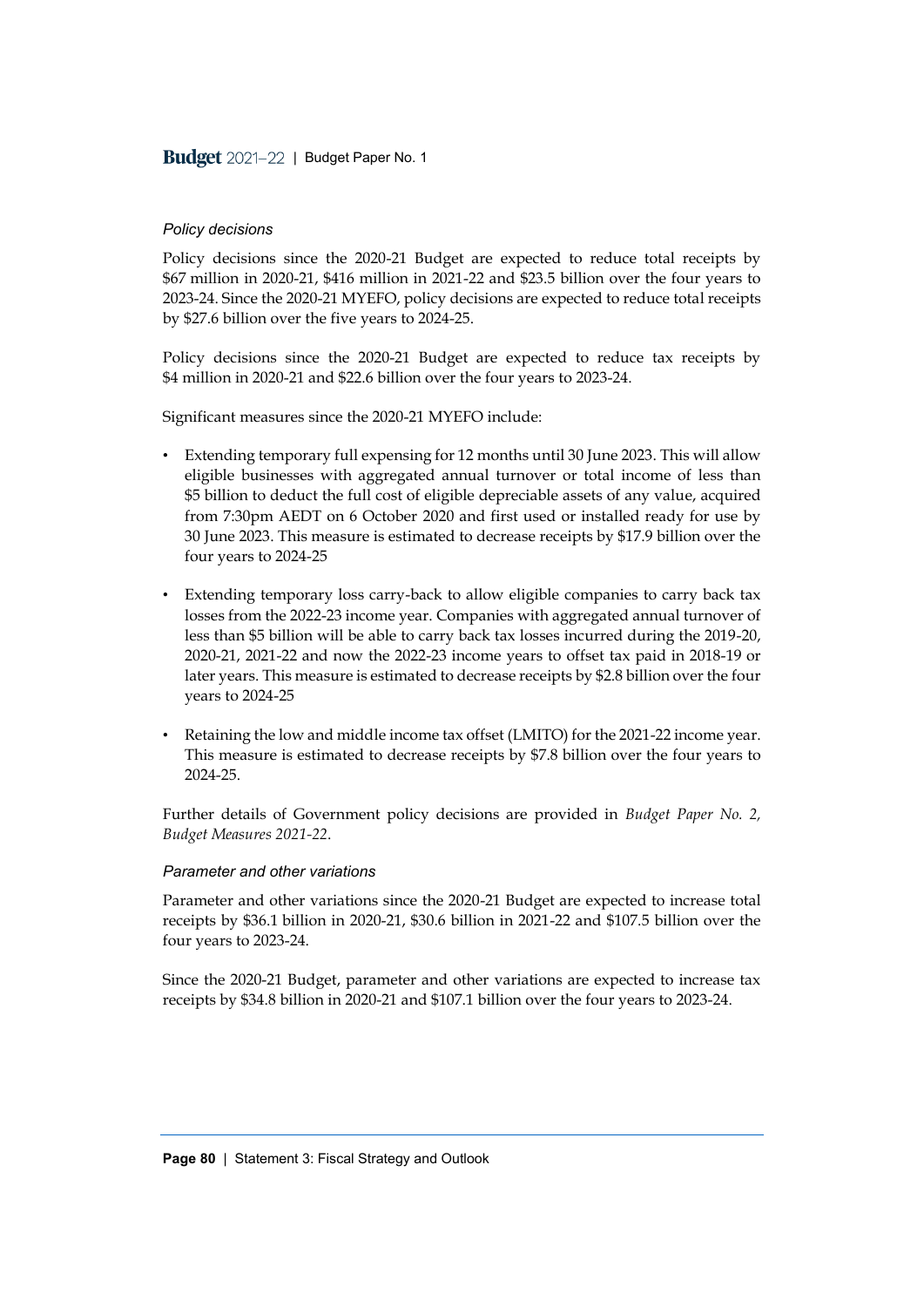#### *Policy decisions*

Policy decisions since the 2020-21 Budget are expected to reduce total receipts by $67 million in 2020-21, $416 million in 2021-22 and $23.5 billion over the four years to 2023-24. Since the 2020-21 MYEFO, policy decisions are expected to reduce total receipts by $27.6 billion over the five years to 2024-25.

Policy decisions since the 2020-21 Budget are expected to reduce tax receipts by $4 million in 2020-21 and $22.6 billion over the four years to 2023-24.

Significant measures since the 2020-21 MYEFO include:

- Extending temporary full expensing for 12 months until 30 June 2023. This will allow eligible businesses with aggregated annual turnover or total income of less than $5 billion to deduct the full cost of eligible depreciable assets of any value, acquired from 7:30pm AEDT on 6 October 2020 and first used or installed ready for use by 30 June 2023. This measure is estimated to decrease receipts by $17.9 billion over the four years to 2024-25
- Extending temporary loss carry-back to allow eligible companies to carry back tax losses from the 2022-23 income year. Companies with aggregated annual turnover of less than $5 billion will be able to carry back tax losses incurred during the 2019-20, 2020-21, 2021-22 and now the 2022-23 income years to offset tax paid in 2018-19 or later years. This measure is estimated to decrease receipts by $2.8 billion over the four years to 2024-25
- Retaining the low and middle income tax offset (LMITO) for the 2021-22 income year. This measure is estimated to decrease receipts by $7.8 billion over the four years to 2024-25.

Further details of Government policy decisions are provided in *Budget Paper No. 2, Budget Measures 2021-22*.

#### *Parameter and other variations*

Parameter and other variations since the 2020-21 Budget are expected to increase total receipts by $36.1 billion in 2020-21, $30.6 billion in 2021-22 and $107.5 billion over the four years to 2023-24.

Since the 2020-21 Budget, parameter and other variations are expected to increase tax receipts by $34.8 billion in 2020-21 and $107.1 billion over the four years to 2023-24.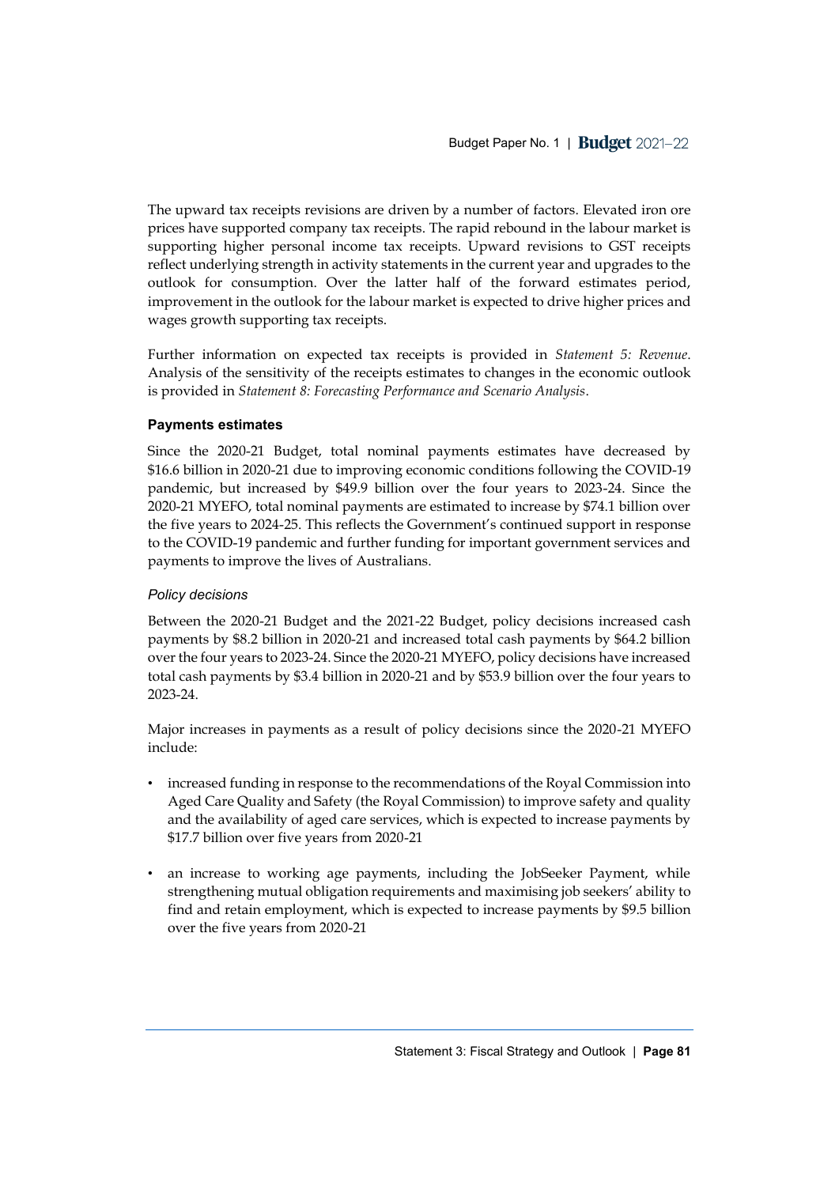The upward tax receipts revisions are driven by a number of factors. Elevated iron ore prices have supported company tax receipts. The rapid rebound in the labour market is supporting higher personal income tax receipts. Upward revisions to GST receipts reflect underlying strength in activity statements in the current year and upgrades to the outlook for consumption. Over the latter half of the forward estimates period, improvement in the outlook for the labour market is expected to drive higher prices and wages growth supporting tax receipts.

Further information on expected tax receipts is provided in *Statement 5: Revenue*. Analysis of the sensitivity of the receipts estimates to changes in the economic outlook is provided in *Statement 8: Forecasting Performance and Scenario Analysis*.

### Payments estimates

Since the 2020-21 Budget, total nominal payments estimates have decreased by $16.6 billion in 2020-21 due to improving economic conditions following the COVID-19 pandemic, but increased by $49.9 billion over the four years to 2023-24. Since the 2020-21 MYEFO, total nominal payments are estimated to increase by $74.1 billion over the five years to 2024-25. This reflects the Government's continued support in response to the COVID-19 pandemic and further funding for important government services and payments to improve the lives of Australians.

#### *Policy decisions*

Between the 2020-21 Budget and the 2021-22 Budget, policy decisions increased cash payments by $8.2 billion in 2020-21 and increased total cash payments by $64.2 billion over the four years to 2023-24. Since the 2020-21 MYEFO, policy decisions have increased total cash payments by $3.4 billion in 2020-21 and by $53.9 billion over the four years to 2023-24.

Major increases in payments as a result of policy decisions since the 2020-21 MYEFO include:

- increased funding in response to the recommendations of the Royal Commission into Aged Care Quality and Safety (the Royal Commission) to improve safety and quality and the availability of aged care services, which is expected to increase payments by $17.7 billion over five years from 2020-21
- an increase to working age payments, including the JobSeeker Payment, while strengthening mutual obligation requirements and maximising job seekers' ability to find and retain employment, which is expected to increase payments by $9.5 billion over the five years from 2020-21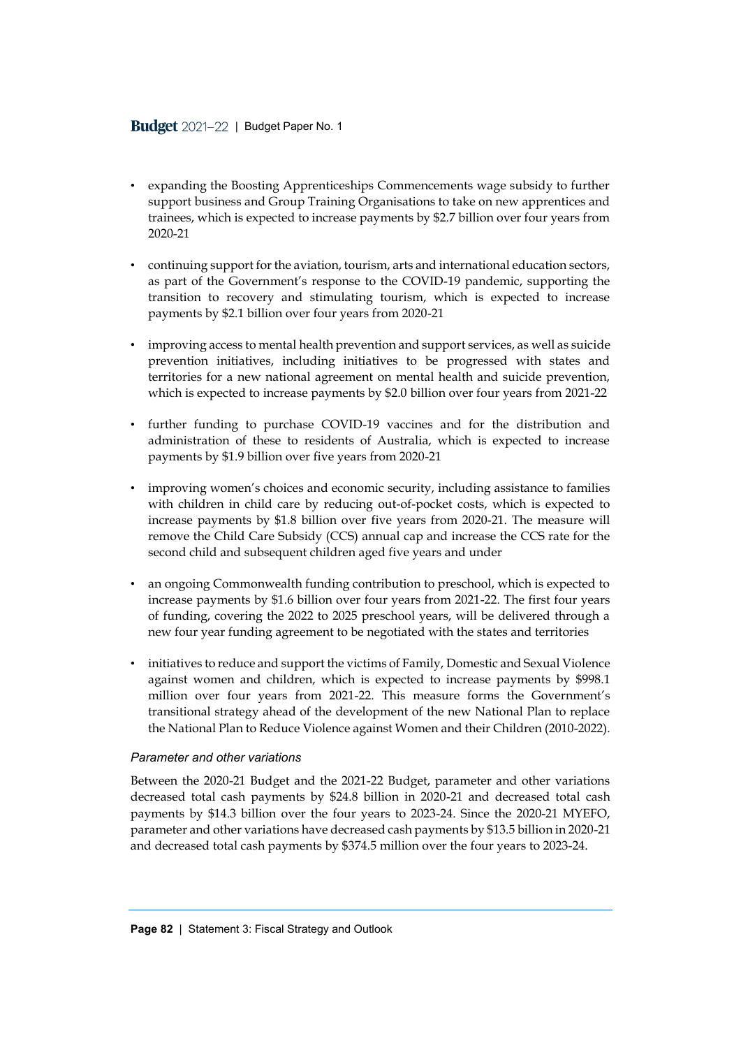- expanding the Boosting Apprenticeships Commencements wage subsidy to further support business and Group Training Organisations to take on new apprentices and trainees, which is expected to increase payments by $2.7 billion over four years from 2020-21
- continuing support for the aviation, tourism, arts and international education sectors, as part of the Government's response to the COVID-19 pandemic, supporting the transition to recovery and stimulating tourism, which is expected to increase payments by $2.1 billion over four years from 2020-21
- improving access to mental health prevention and support services, as well as suicide prevention initiatives, including initiatives to be progressed with states and territories for a new national agreement on mental health and suicide prevention, which is expected to increase payments by $2.0 billion over four years from 2021-22
- further funding to purchase COVID-19 vaccines and for the distribution and administration of these to residents of Australia, which is expected to increase payments by $1.9 billion over five years from 2020-21
- improving women's choices and economic security, including assistance to families with children in child care by reducing out-of-pocket costs, which is expected to increase payments by $1.8 billion over five years from 2020-21. The measure will remove the Child Care Subsidy (CCS) annual cap and increase the CCS rate for the second child and subsequent children aged five years and under
- an ongoing Commonwealth funding contribution to preschool, which is expected to increase payments by $1.6 billion over four years from 2021-22. The first four years of funding, covering the 2022 to 2025 preschool years, will be delivered through a new four year funding agreement to be negotiated with the states and territories
- initiatives to reduce and support the victims of Family, Domestic and Sexual Violence against women and children, which is expected to increase payments by $998.1 million over four years from 2021-22. This measure forms the Government's transitional strategy ahead of the development of the new National Plan to replace the National Plan to Reduce Violence against Women and their Children (2010-2022).

*Parameter and other variations*

Between the 2020-21 Budget and the 2021-22 Budget, parameter and other variations decreased total cash payments by $24.8 billion in 2020-21 and decreased total cash payments by $14.3 billion over the four years to 2023-24. Since the 2020-21 MYEFO, parameter and other variations have decreased cash payments by $13.5 billion in 2020-21 and decreased total cash payments by $374.5 million over the four years to 2023-24.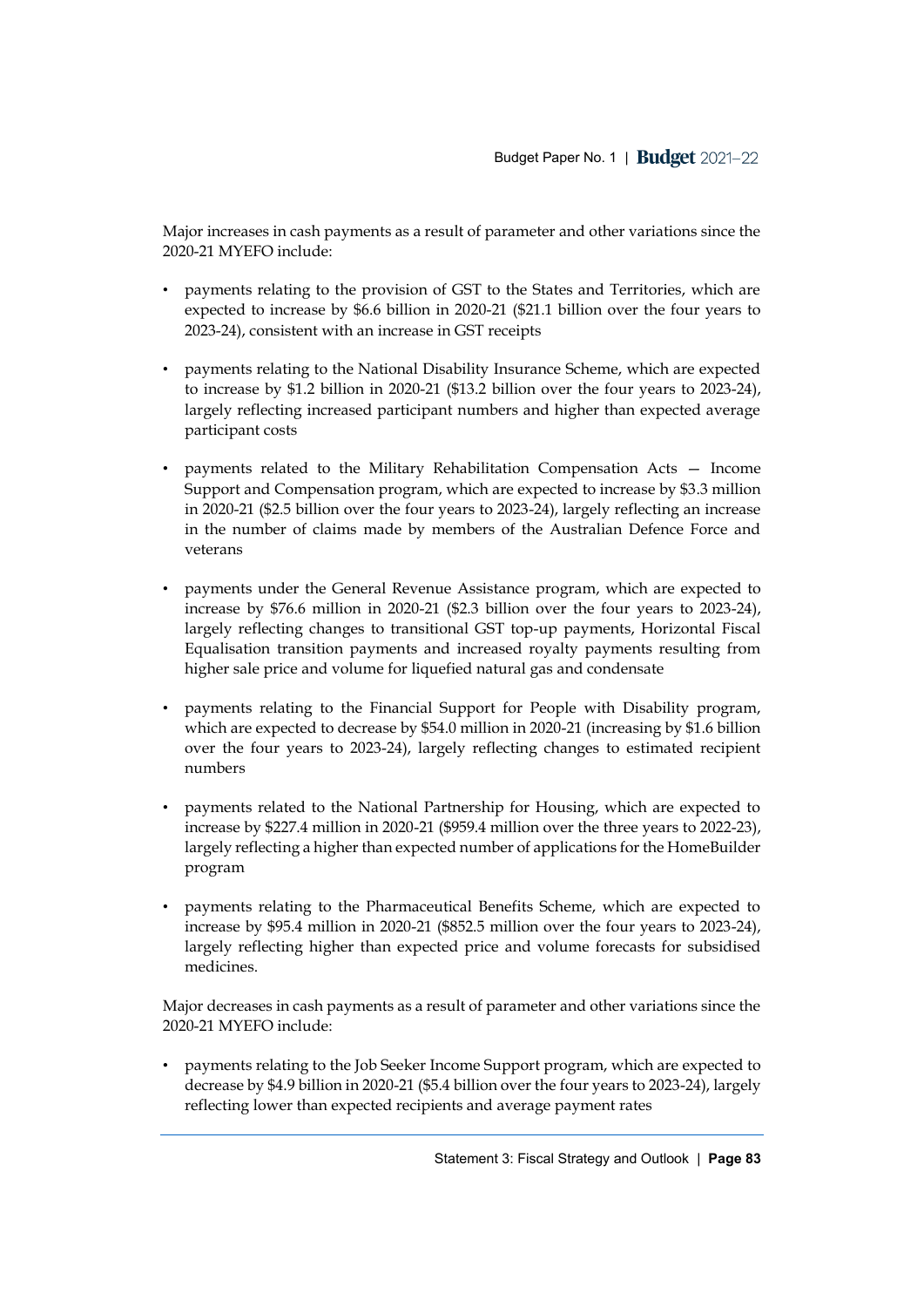Major increases in cash payments as a result of parameter and other variations since the 2020-21 MYEFO include:

- payments relating to the provision of GST to the States and Territories, which are expected to increase by \$6.6 billion in 2020-21 (\$21.1 billion over the four years to 2023-24), consistent with an increase in GST receipts
- payments relating to the National Disability Insurance Scheme, which are expected to increase by \$1.2 billion in 2020-21 (\$13.2 billion over the four years to 2023-24), largely reflecting increased participant numbers and higher than expected average participant costs
- payments related to the Military Rehabilitation Compensation Acts — Income Support and Compensation program, which are expected to increase by \$3.3 million in 2020-21 (\$2.5 billion over the four years to 2023-24), largely reflecting an increase in the number of claims made by members of the Australian Defence Force and veterans
- payments under the General Revenue Assistance program, which are expected to increase by \$76.6 million in 2020-21 (\$2.3 billion over the four years to 2023-24), largely reflecting changes to transitional GST top-up payments, Horizontal Fiscal Equalisation transition payments and increased royalty payments resulting from higher sale price and volume for liquefied natural gas and condensate
- payments relating to the Financial Support for People with Disability program, which are expected to decrease by \$54.0 million in 2020-21 (increasing by \$1.6 billion over the four years to 2023-24), largely reflecting changes to estimated recipient numbers
- payments related to the National Partnership for Housing, which are expected to increase by \$227.4 million in 2020-21 (\$959.4 million over the three years to 2022-23), largely reflecting a higher than expected number of applications for the HomeBuilder program
- payments relating to the Pharmaceutical Benefits Scheme, which are expected to increase by \$95.4 million in 2020-21 (\$852.5 million over the four years to 2023-24), largely reflecting higher than expected price and volume forecasts for subsidised medicines.

Major decreases in cash payments as a result of parameter and other variations since the 2020-21 MYEFO include:

- payments relating to the Job Seeker Income Support program, which are expected to decrease by \$4.9 billion in 2020-21 (\$5.4 billion over the four years to 2023-24), largely reflecting lower than expected recipients and average payment rates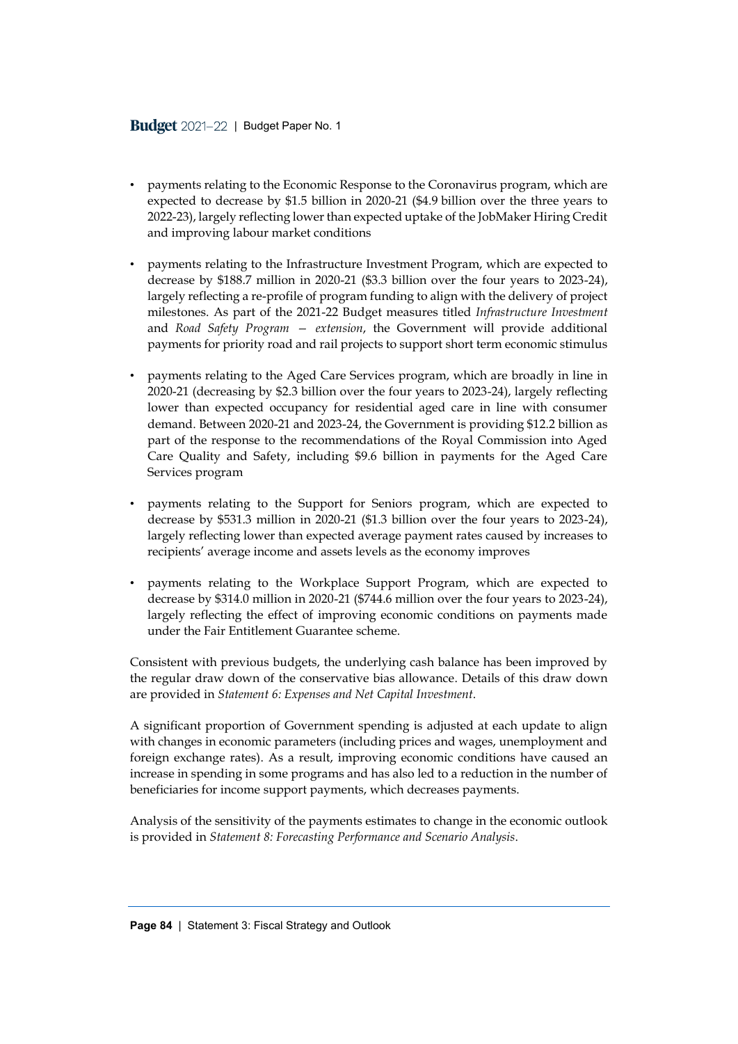- payments relating to the Economic Response to the Coronavirus program, which are expected to decrease by $1.5 billion in 2020-21 ($4.9 billion over the three years to 2022-23), largely reflecting lower than expected uptake of the JobMaker Hiring Credit and improving labour market conditions
- payments relating to the Infrastructure Investment Program, which are expected to decrease by $188.7 million in 2020-21 ($3.3 billion over the four years to 2023-24), largely reflecting a re-profile of program funding to align with the delivery of project milestones. As part of the 2021-22 Budget measures titled *Infrastructure Investment* and *Road Safety Program – extension*, the Government will provide additional payments for priority road and rail projects to support short term economic stimulus
- payments relating to the Aged Care Services program, which are broadly in line in 2020-21 (decreasing by $2.3 billion over the four years to 2023-24), largely reflecting lower than expected occupancy for residential aged care in line with consumer demand. Between 2020-21 and 2023-24, the Government is providing $12.2 billion as part of the response to the recommendations of the Royal Commission into Aged Care Quality and Safety, including $9.6 billion in payments for the Aged Care Services program
- payments relating to the Support for Seniors program, which are expected to decrease by $531.3 million in 2020-21 ($1.3 billion over the four years to 2023-24), largely reflecting lower than expected average payment rates caused by increases to recipients' average income and assets levels as the economy improves
- payments relating to the Workplace Support Program, which are expected to decrease by $314.0 million in 2020-21 ($744.6 million over the four years to 2023-24), largely reflecting the effect of improving economic conditions on payments made under the Fair Entitlement Guarantee scheme.

Consistent with previous budgets, the underlying cash balance has been improved by the regular draw down of the conservative bias allowance. Details of this draw down are provided in *Statement 6: Expenses and Net Capital Investment*.

A significant proportion of Government spending is adjusted at each update to align with changes in economic parameters (including prices and wages, unemployment and foreign exchange rates). As a result, improving economic conditions have caused an increase in spending in some programs and has also led to a reduction in the number of beneficiaries for income support payments, which decreases payments.

Analysis of the sensitivity of the payments estimates to change in the economic outlook is provided in *Statement 8: Forecasting Performance and Scenario Analysis*.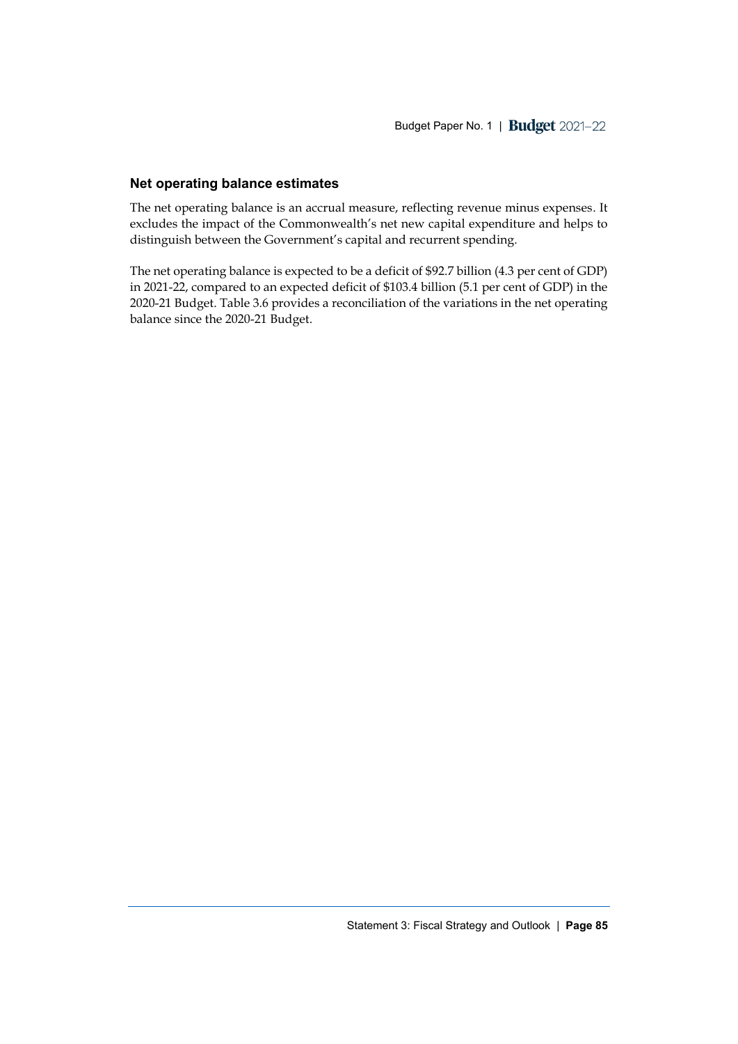### Net operating balance estimates

The net operating balance is an accrual measure, reflecting revenue minus expenses. It excludes the impact of the Commonwealth's net new capital expenditure and helps to distinguish between the Government's capital and recurrent spending.

The net operating balance is expected to be a deficit of $92.7 billion (4.3 per cent of GDP) in 2021-22, compared to an expected deficit of $103.4 billion (5.1 per cent of GDP) in the 2020-21 Budget. Table 3.6 provides a reconciliation of the variations in the net operating balance since the 2020-21 Budget.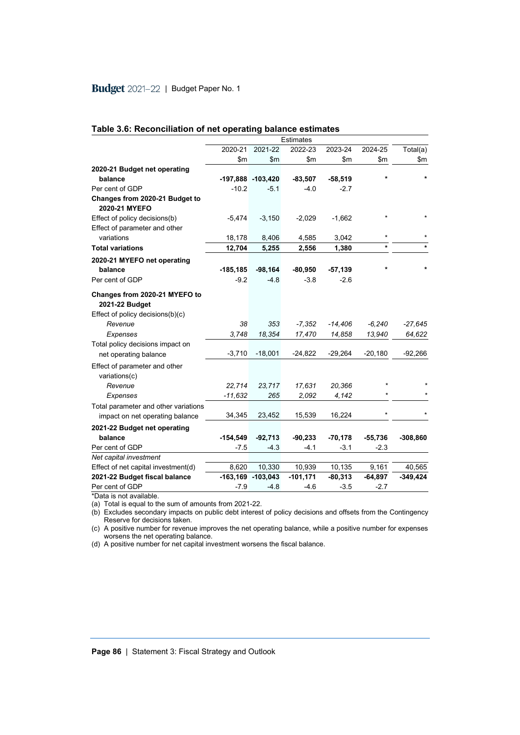## Table 3.6: Reconciliation of net operating balance estimates

| | Estimates | | | | | |
|---|---|---|---|---|---|---|
| | 2020-21 | 2021-22 | 2022-23 | 2023-24 | 2024-25 | Total(a) |
| | $m | $m | $m | $m | $m | $m |
| **2020-21 Budget net operating balance** | **-197,888** | **-103,420** | **-83,507** | **-58,519** | * | * |
| Per cent of GDP | -10.2 | -5.1 | -4.0 | -2.7 | | |
| **Changes from 2020-21 Budget to 2020-21 MYEFO** | | | | | | |
| Effect of policy decisions(b) | -5,474 | -3,150 | -2,029 | -1,662 | * | * |
| Effect of parameter and other variations | 18,178 | 8,406 | 4,585 | 3,042 | * | * |
| **Total variations** | **12,704** | **5,255** | **2,556** | **1,380** | * | * |
| **2020-21 MYEFO net operating balance** | **-185,185** | **-98,164** | **-80,950** | **-57,139** | * | * |
| Per cent of GDP | -9.2 | -4.8 | -3.8 | -2.6 | | |
| **Changes from 2020-21 MYEFO to 2021-22 Budget** | | | | | | |
| Effect of policy decisions(b)(c) | | | | | | |
| *Revenue* | *38* | *353* | *-7,352* | *-14,406* | *-6,240* | *-27,645* |
| *Expenses* | *3,748* | *18,354* | *17,470* | *14,858* | *13,940* | *64,622* |
| Total policy decisions impact on net operating balance | -3,710 | -18,001 | -24,822 | -29,264 | -20,180 | -92,266 |
| Effect of parameter and other variations(c) | | | | | | |
| *Revenue* | *22,714* | *23,717* | *17,631* | *20,366* | * | * |
| *Expenses* | *-11,632* | *265* | *2,092* | *4,142* | * | * |
| Total parameter and other variations impact on net operating balance | 34,345 | 23,452 | 15,539 | 16,224 | * | * |
| **2021-22 Budget net operating balance** | **-154,549** | **-92,713** | **-90,233** | **-70,178** | **-55,736** | **-308,860** |
| Per cent of GDP | -7.5 | -4.3 | -4.1 | -3.1 | -2.3 | |
| *Net capital investment* | | | | | | |
| Effect of net capital investment(d) | 8,620 | 10,330 | 10,939 | 10,135 | 9,161 | 40,565 |
| **2021-22 Budget fiscal balance** | **-163,169** | **-103,043** | **-101,171** | **-80,313** | **-64,897** | **-349,424** |
| Per cent of GDP | -7.9 | -4.8 | -4.6 | -3.5 | -2.7 | |

*Data is not available.

(a) Total is equal to the sum of amounts from 2021-22.

(b) Excludes secondary impacts on public debt interest of policy decisions and offsets from the Contingency Reserve for decisions taken.

(c) A positive number for revenue improves the net operating balance, while a positive number for expenses worsens the net operating balance.

(d) A positive number for net capital investment worsens the fiscal balance.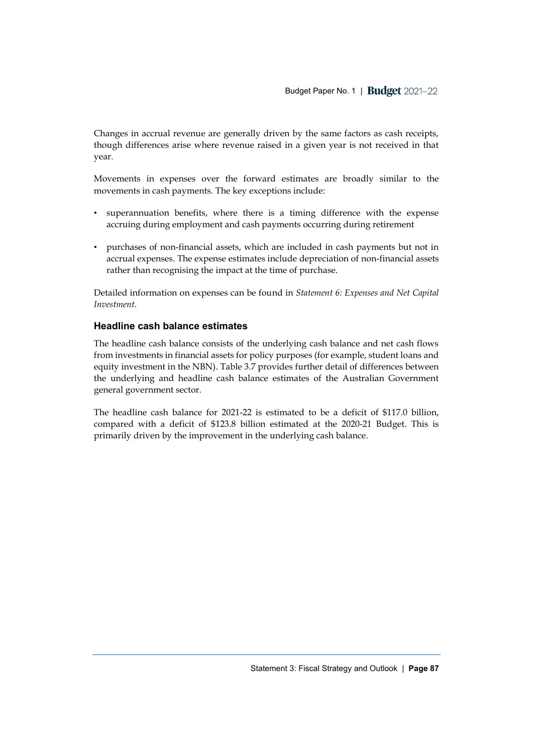Changes in accrual revenue are generally driven by the same factors as cash receipts, though differences arise where revenue raised in a given year is not received in that year.

Movements in expenses over the forward estimates are broadly similar to the movements in cash payments. The key exceptions include:

- superannuation benefits, where there is a timing difference with the expense accruing during employment and cash payments occurring during retirement
- purchases of non-financial assets, which are included in cash payments but not in accrual expenses. The expense estimates include depreciation of non-financial assets rather than recognising the impact at the time of purchase.

Detailed information on expenses can be found in *Statement 6: Expenses and Net Capital Investment*.

### Headline cash balance estimates

The headline cash balance consists of the underlying cash balance and net cash flows from investments in financial assets for policy purposes (for example, student loans and equity investment in the NBN). Table 3.7 provides further detail of differences between the underlying and headline cash balance estimates of the Australian Government general government sector.

The headline cash balance for 2021-22 is estimated to be a deficit of $117.0 billion, compared with a deficit of $123.8 billion estimated at the 2020-21 Budget. This is primarily driven by the improvement in the underlying cash balance.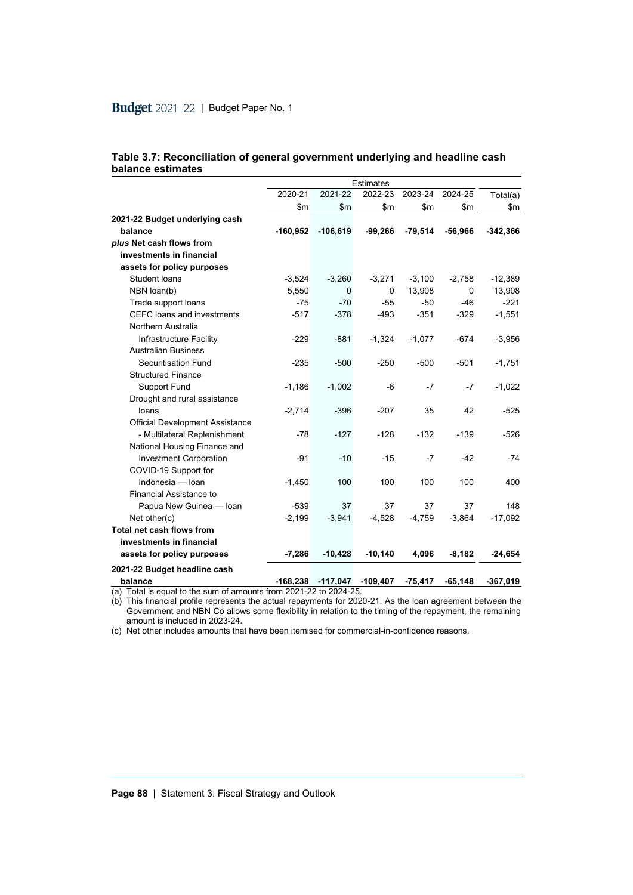### Table 3.7: Reconciliation of general government underlying and headline cash balance estimates

| | Estimates | | | | | |
|---|---|---|---|---|---|---|
| | 2020-21 | 2021-22 | 2022-23 | 2023-24 | 2024-25 | Total(a) |
| | $m | $m | $m | $m | $m | $m |
| **2021-22 Budget underlying cash balance** | **-160,952** | **-106,619** | **-99,266** | **-79,514** | **-56,966** | **-342,366** |
| ***plus* Net cash flows from investments in financial assets for policy purposes** | | | | | | |
| Student loans | -3,524 | -3,260 | -3,271 | -3,100 | -2,758 | -12,389 |
| NBN loan(b) | 5,550 | 0 | 0 | 13,908 | 0 | 13,908 |
| Trade support loans | -75 | -70 | -55 | -50 | -46 | -221 |
| CEFC loans and investments | -517 | -378 | -493 | -351 | -329 | -1,551 |
| Northern Australia Infrastructure Facility | -229 | -881 | -1,324 | -1,077 | -674 | -3,956 |
| Australian Business Securitisation Fund | -235 | -500 | -250 | -500 | -501 | -1,751 |
| Structured Finance Support Fund | -1,186 | -1,002 | -6 | -7 | -7 | -1,022 |
| Drought and rural assistance loans | -2,714 | -396 | -207 | 35 | 42 | -525 |
| Official Development Assistance - Multilateral Replenishment | -78 | -127 | -128 | -132 | -139 | -526 |
| National Housing Finance and Investment Corporation | -91 | -10 | -15 | -7 | -42 | -74 |
| COVID-19 Support for Indonesia — loan | -1,450 | 100 | 100 | 100 | 100 | 400 |
| Financial Assistance to Papua New Guinea — loan | -539 | 37 | 37 | 37 | 37 | 148 |
| Net other(c) | -2,199 | -3,941 | -4,528 | -4,759 | -3,864 | -17,092 |
| **Total net cash flows from investments in financial assets for policy purposes** | **-7,286** | **-10,428** | **-10,140** | **4,096** | **-8,182** | **-24,654** |
| **2021-22 Budget headline cash balance** | **-168,238** | **-117,047** | **-109,407** | **-75,417** | **-65,148** | **-367,019** |

(a) Total is equal to the sum of amounts from 2021-22 to 2024-25.
(b) This financial profile represents the actual repayments for 2020-21. As the loan agreement between the Government and NBN Co allows some flexibility in relation to the timing of the repayment, the remaining amount is included in 2023-24.
(c) Net other includes amounts that have been itemised for commercial-in-confidence reasons.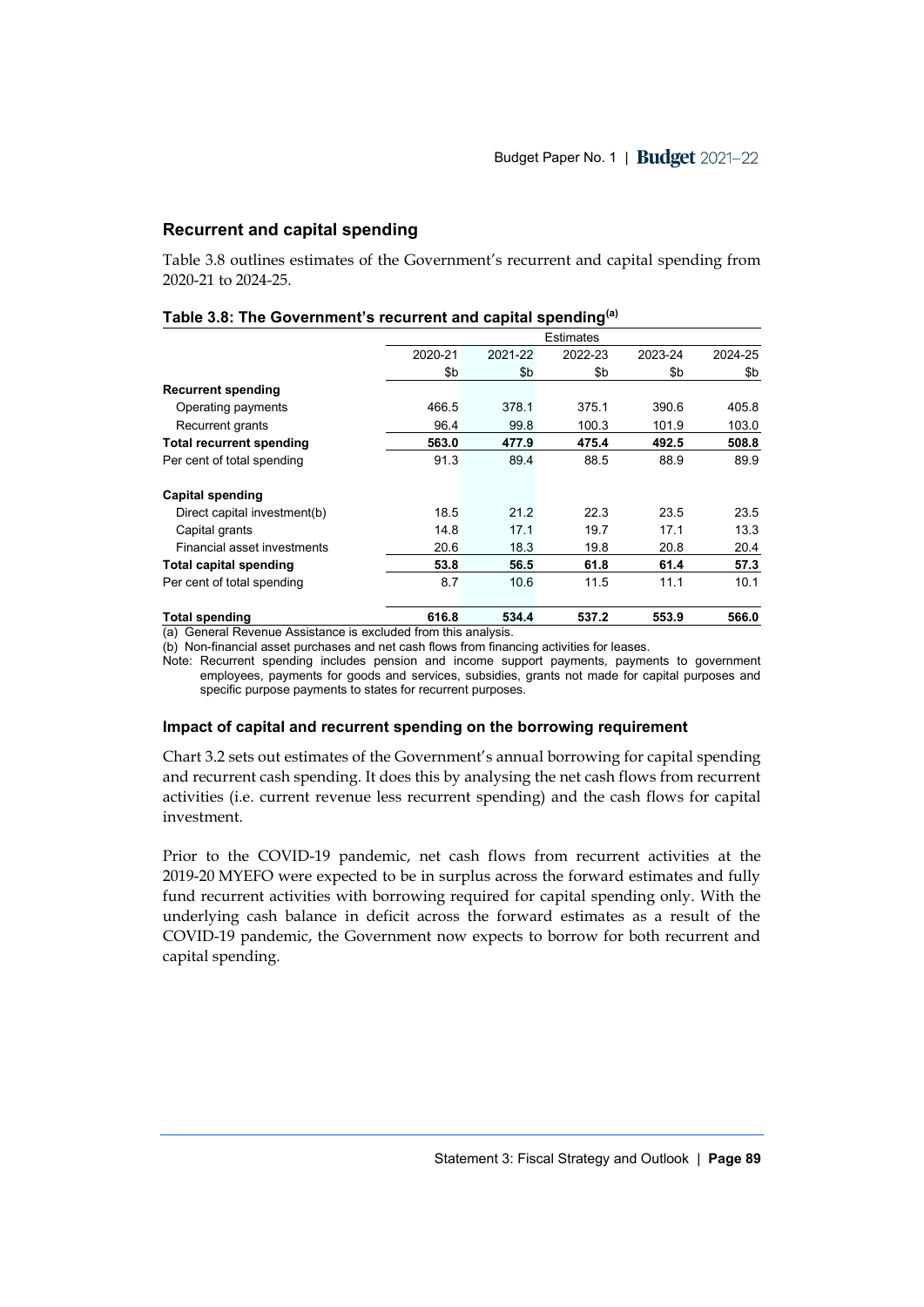## Recurrent and capital spending

Table 3.8 outlines estimates of the Government's recurrent and capital spending from 2020-21 to 2024-25.

**Table 3.8: The Government's recurrent and capital spending[(a)]**

| | Estimates | | | | |
|---|---|---|---|---|---|
| | 2020-21 | 2021-22 | 2022-23 | 2023-24 | 2024-25 |
| | $b | $b | $b | $b | $b |
| **Recurrent spending** | | | | | |
| Operating payments | 466.5 | 378.1 | 375.1 | 390.6 | 405.8 |
| Recurrent grants | 96.4 | 99.8 | 100.3 | 101.9 | 103.0 |
| **Total recurrent spending** | **563.0** | **477.9** | **475.4** | **492.5** | **508.8** |
| Per cent of total spending | 91.3 | 89.4 | 88.5 | 88.9 | 89.9 |
| **Capital spending** | | | | | |
| Direct capital investment(b) | 18.5 | 21.2 | 22.3 | 23.5 | 23.5 |
| Capital grants | 14.8 | 17.1 | 19.7 | 17.1 | 13.3 |
| Financial asset investments | 20.6 | 18.3 | 19.8 | 20.8 | 20.4 |
| **Total capital spending** | **53.8** | **56.5** | **61.8** | **61.4** | **57.3** |
| Per cent of total spending | 8.7 | 10.6 | 11.5 | 11.1 | 10.1 |
| **Total spending** | **616.8** | **534.4** | **537.2** | **553.9** | **566.0** |

(a) General Revenue Assistance is excluded from this analysis.
(b) Non-financial asset purchases and net cash flows from financing activities for leases.
Note: Recurrent spending includes pension and income support payments, payments to government employees, payments for goods and services, subsidies, grants not made for capital purposes and specific purpose payments to states for recurrent purposes.

### Impact of capital and recurrent spending on the borrowing requirement

Chart 3.2 sets out estimates of the Government's annual borrowing for capital spending and recurrent cash spending. It does this by analysing the net cash flows from recurrent activities (i.e. current revenue less recurrent spending) and the cash flows for capital investment.

Prior to the COVID-19 pandemic, net cash flows from recurrent activities at the 2019-20 MYEFO were expected to be in surplus across the forward estimates and fully fund recurrent activities with borrowing required for capital spending only. With the underlying cash balance in deficit across the forward estimates as a result of the COVID-19 pandemic, the Government now expects to borrow for both recurrent and capital spending.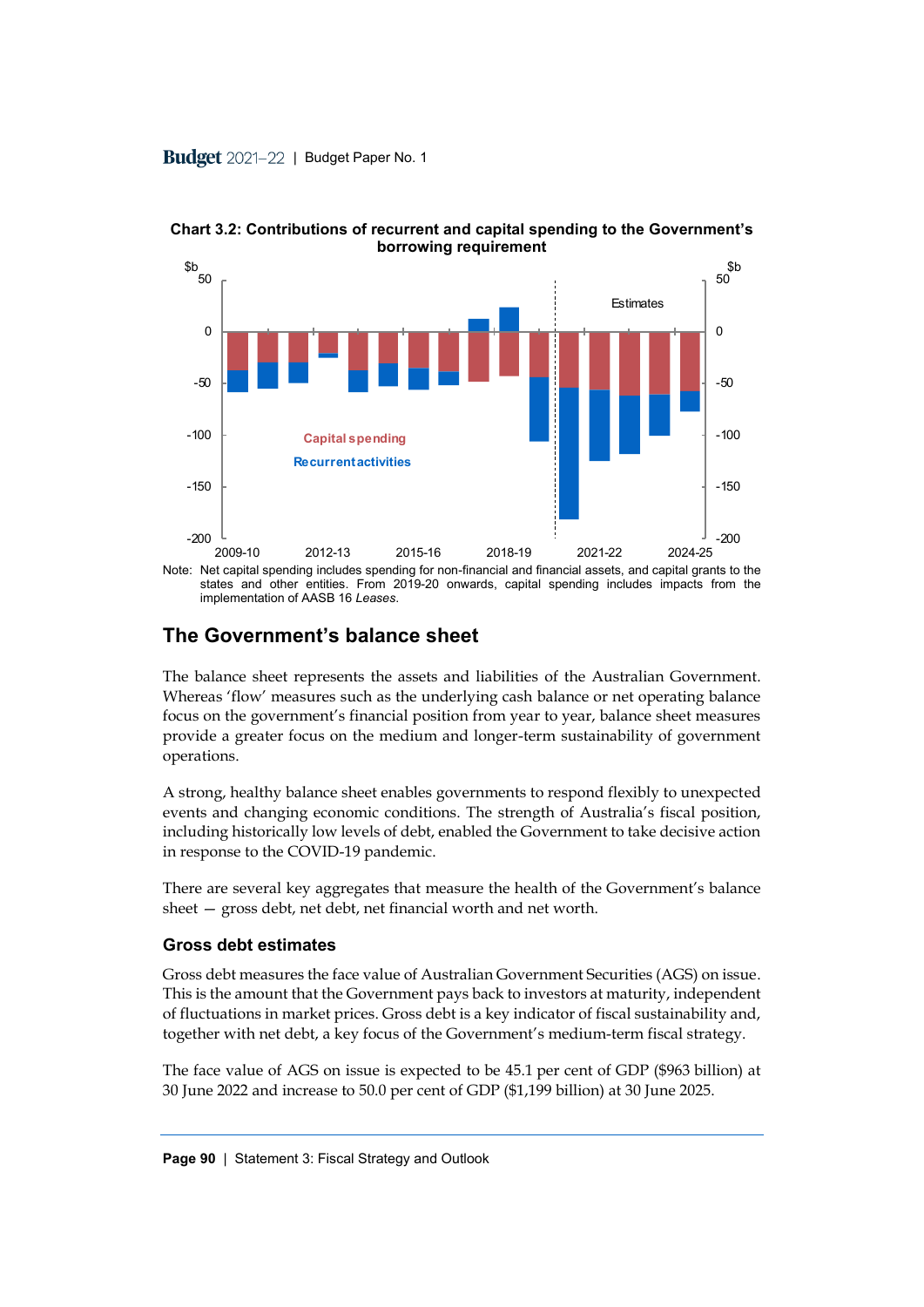**Chart 3.2: Contributions of recurrent and capital spending to the Government's borrowing requirement**

Note: Net capital spending includes spending for non-financial and financial assets, and capital grants to the states and other entities. From 2019-20 onwards, capital spending includes impacts from the implementation of AASB 16 *Leases*.

## The Government's balance sheet

The balance sheet represents the assets and liabilities of the Australian Government. Whereas 'flow' measures such as the underlying cash balance or net operating balance focus on the government's financial position from year to year, balance sheet measures provide a greater focus on the medium and longer-term sustainability of government operations.

A strong, healthy balance sheet enables governments to respond flexibly to unexpected events and changing economic conditions. The strength of Australia's fiscal position, including historically low levels of debt, enabled the Government to take decisive action in response to the COVID-19 pandemic.

There are several key aggregates that measure the health of the Government's balance sheet — gross debt, net debt, net financial worth and net worth.

### Gross debt estimates

Gross debt measures the face value of Australian Government Securities (AGS) on issue. This is the amount that the Government pays back to investors at maturity, independent of fluctuations in market prices. Gross debt is a key indicator of fiscal sustainability and, together with net debt, a key focus of the Government's medium-term fiscal strategy.

The face value of AGS on issue is expected to be 45.1 per cent of GDP ($963 billion) at 30 June 2022 and increase to 50.0 per cent of GDP ($1,199 billion) at 30 June 2025.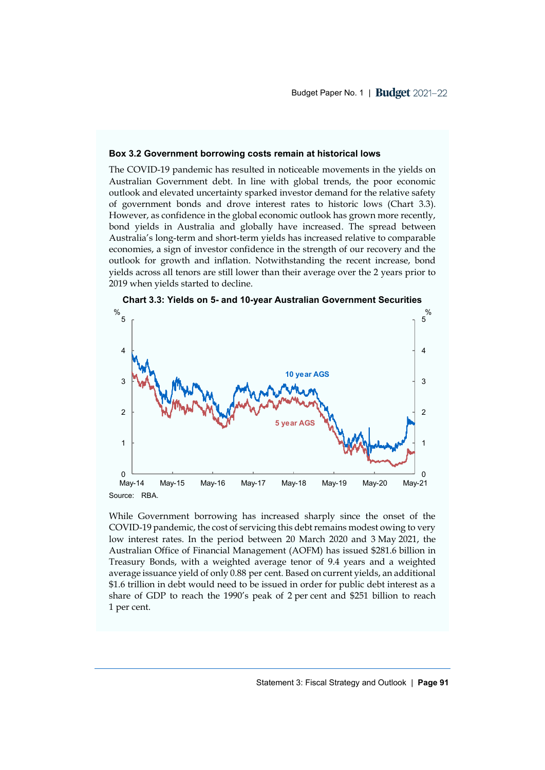### Box 3.2 Government borrowing costs remain at historical lows

The COVID-19 pandemic has resulted in noticeable movements in the yields on Australian Government debt. In line with global trends, the poor economic outlook and elevated uncertainty sparked investor demand for the relative safety of government bonds and drove interest rates to historic lows (Chart 3.3). However, as confidence in the global economic outlook has grown more recently, bond yields in Australia and globally have increased. The spread between Australia's long-term and short-term yields has increased relative to comparable economies, a sign of investor confidence in the strength of our recovery and the outlook for growth and inflation. Notwithstanding the recent increase, bond yields across all tenors are still lower than their average over the 2 years prior to 2019 when yields started to decline.

**Chart 3.3: Yields on 5- and 10-year Australian Government Securities**

Source: RBA.

While Government borrowing has increased sharply since the onset of the COVID-19 pandemic, the cost of servicing this debt remains modest owing to very low interest rates. In the period between 20 March 2020 and 3 May 2021, the Australian Office of Financial Management (AOFM) has issued $281.6 billion in Treasury Bonds, with a weighted average tenor of 9.4 years and a weighted average issuance yield of only 0.88 per cent. Based on current yields, an additional $1.6 trillion in debt would need to be issued in order for public debt interest as a share of GDP to reach the 1990's peak of 2 per cent and $251 billion to reach 1 per cent.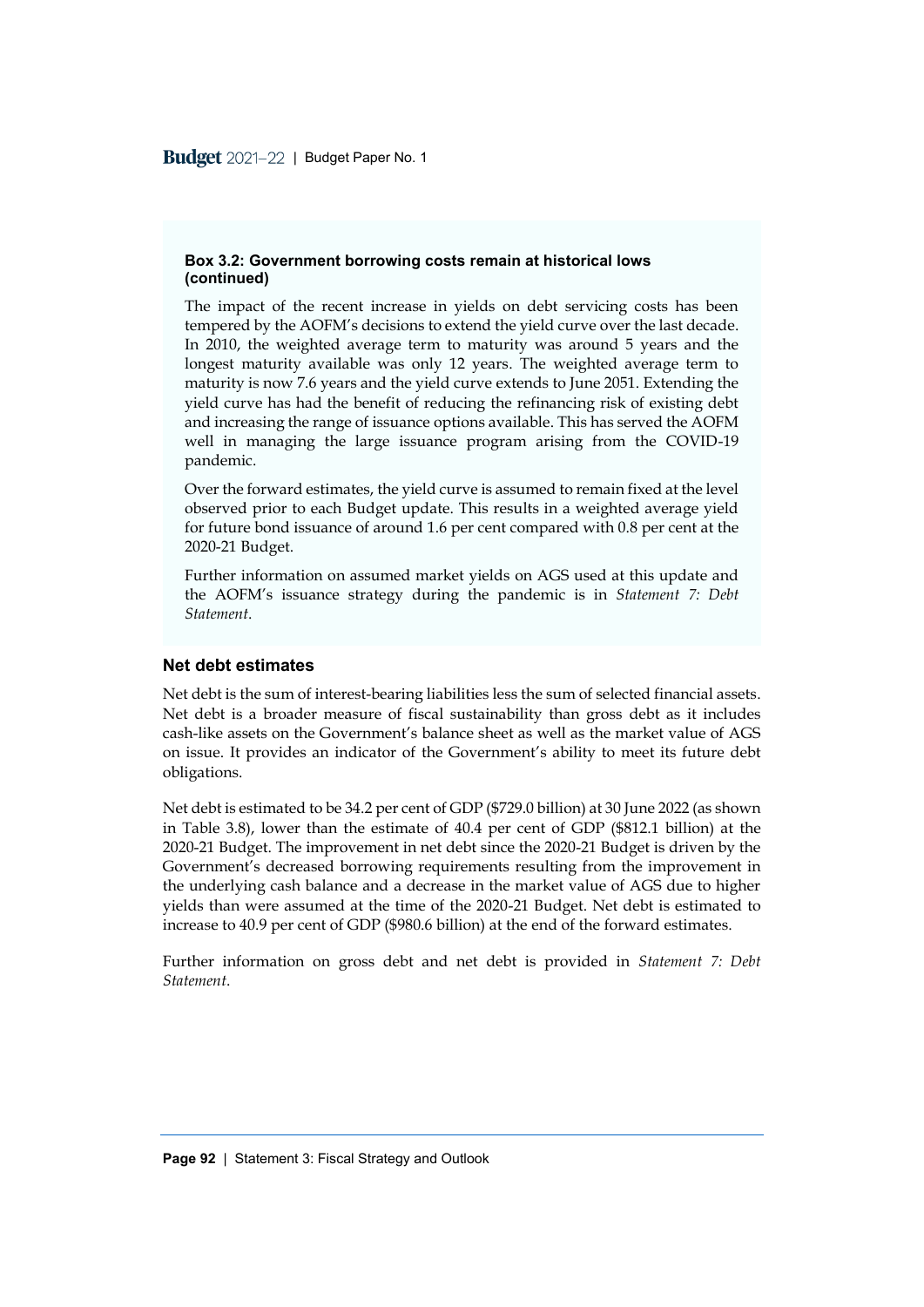**Box 3.2: Government borrowing costs remain at historical lows (continued)**

The impact of the recent increase in yields on debt servicing costs has been tempered by the AOFM's decisions to extend the yield curve over the last decade. In 2010, the weighted average term to maturity was around 5 years and the longest maturity available was only 12 years. The weighted average term to maturity is now 7.6 years and the yield curve extends to June 2051. Extending the yield curve has had the benefit of reducing the refinancing risk of existing debt and increasing the range of issuance options available. This has served the AOFM well in managing the large issuance program arising from the COVID-19 pandemic.

Over the forward estimates, the yield curve is assumed to remain fixed at the level observed prior to each Budget update. This results in a weighted average yield for future bond issuance of around 1.6 per cent compared with 0.8 per cent at the 2020-21 Budget.

Further information on assumed market yields on AGS used at this update and the AOFM's issuance strategy during the pandemic is in *Statement 7: Debt Statement*.

### Net debt estimates

Net debt is the sum of interest-bearing liabilities less the sum of selected financial assets. Net debt is a broader measure of fiscal sustainability than gross debt as it includes cash-like assets on the Government's balance sheet as well as the market value of AGS on issue. It provides an indicator of the Government's ability to meet its future debt obligations.

Net debt is estimated to be 34.2 per cent of GDP ($729.0 billion) at 30 June 2022 (as shown in Table 3.8), lower than the estimate of 40.4 per cent of GDP ($812.1 billion) at the 2020-21 Budget. The improvement in net debt since the 2020-21 Budget is driven by the Government's decreased borrowing requirements resulting from the improvement in the underlying cash balance and a decrease in the market value of AGS due to higher yields than were assumed at the time of the 2020-21 Budget. Net debt is estimated to increase to 40.9 per cent of GDP ($980.6 billion) at the end of the forward estimates.

Further information on gross debt and net debt is provided in *Statement 7: Debt Statement*.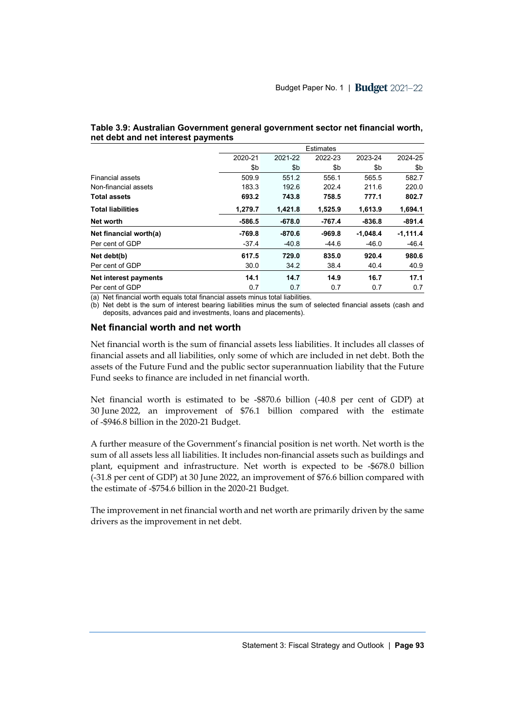**Table 3.9: Australian Government general government sector net financial worth, net debt and net interest payments**

| | Estimates | | | | |
|---|---|---|---|---|---|
| | 2020-21 | 2021-22 | 2022-23 | 2023-24 | 2024-25 |
| | $b | $b | $b | $b | $b |
| Financial assets | 509.9 | 551.2 | 556.1 | 565.5 | 582.7 |
| Non-financial assets | 183.3 | 192.6 | 202.4 | 211.6 | 220.0 |
| **Total assets** | **693.2** | **743.8** | **758.5** | **777.1** | **802.7** |
| **Total liabilities** | **1,279.7** | **1,421.8** | **1,525.9** | **1,613.9** | **1,694.1** |
| **Net worth** | **-586.5** | **-678.0** | **-767.4** | **-836.8** | **-891.4** |
| **Net financial worth(a)** | **-769.8** | **-870.6** | **-969.8** | **-1,048.4** | **-1,111.4** |
| Per cent of GDP | -37.4 | -40.8 | -44.6 | -46.0 | -46.4 |
| **Net debt(b)** | **617.5** | **729.0** | **835.0** | **920.4** | **980.6** |
| Per cent of GDP | 30.0 | 34.2 | 38.4 | 40.4 | 40.9 |
| **Net interest payments** | **14.1** | **14.7** | **14.9** | **16.7** | **17.1** |
| Per cent of GDP | 0.7 | 0.7 | 0.7 | 0.7 | 0.7 |

(a) Net financial worth equals total financial assets minus total liabilities.
(b) Net debt is the sum of interest bearing liabilities minus the sum of selected financial assets (cash and deposits, advances paid and investments, loans and placements).

## Net financial worth and net worth

Net financial worth is the sum of financial assets less liabilities. It includes all classes of financial assets and all liabilities, only some of which are included in net debt. Both the assets of the Future Fund and the public sector superannuation liability that the Future Fund seeks to finance are included in net financial worth.

Net financial worth is estimated to be -$870.6 billion (-40.8 per cent of GDP) at 30 June 2022, an improvement of $76.1 billion compared with the estimate of -$946.8 billion in the 2020-21 Budget.

A further measure of the Government's financial position is net worth. Net worth is the sum of all assets less all liabilities. It includes non-financial assets such as buildings and plant, equipment and infrastructure. Net worth is expected to be -$678.0 billion (-31.8 per cent of GDP) at 30 June 2022, an improvement of $76.6 billion compared with the estimate of -$754.6 billion in the 2020-21 Budget.

The improvement in net financial worth and net worth are primarily driven by the same drivers as the improvement in net debt.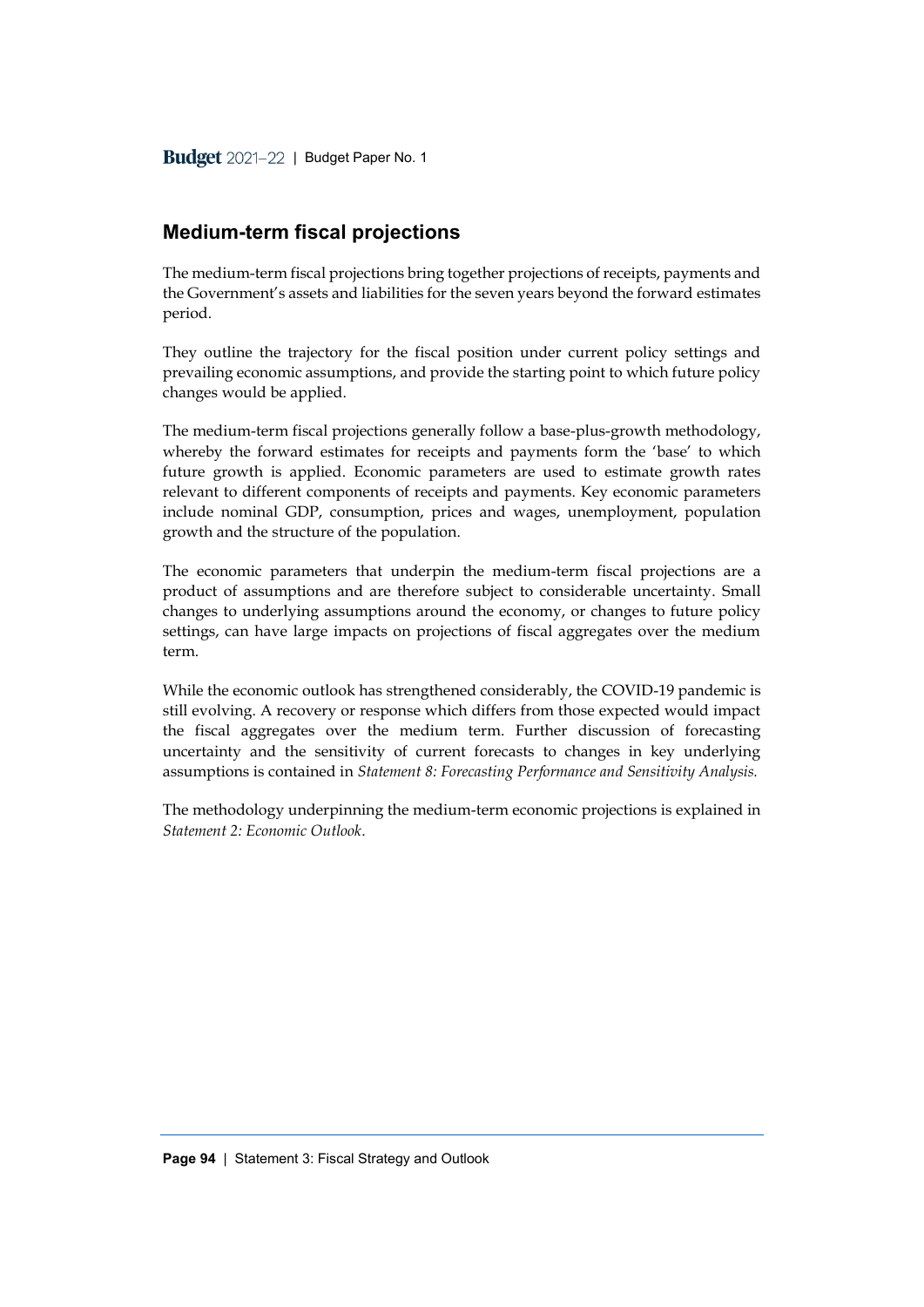## Medium-term fiscal projections

The medium-term fiscal projections bring together projections of receipts, payments and the Government's assets and liabilities for the seven years beyond the forward estimates period.

They outline the trajectory for the fiscal position under current policy settings and prevailing economic assumptions, and provide the starting point to which future policy changes would be applied.

The medium-term fiscal projections generally follow a base-plus-growth methodology, whereby the forward estimates for receipts and payments form the 'base' to which future growth is applied. Economic parameters are used to estimate growth rates relevant to different components of receipts and payments. Key economic parameters include nominal GDP, consumption, prices and wages, unemployment, population growth and the structure of the population.

The economic parameters that underpin the medium-term fiscal projections are a product of assumptions and are therefore subject to considerable uncertainty. Small changes to underlying assumptions around the economy, or changes to future policy settings, can have large impacts on projections of fiscal aggregates over the medium term.

While the economic outlook has strengthened considerably, the COVID-19 pandemic is still evolving. A recovery or response which differs from those expected would impact the fiscal aggregates over the medium term. Further discussion of forecasting uncertainty and the sensitivity of current forecasts to changes in key underlying assumptions is contained in *Statement 8: Forecasting Performance and Sensitivity Analysis.*

The methodology underpinning the medium-term economic projections is explained in *Statement 2: Economic Outlook*.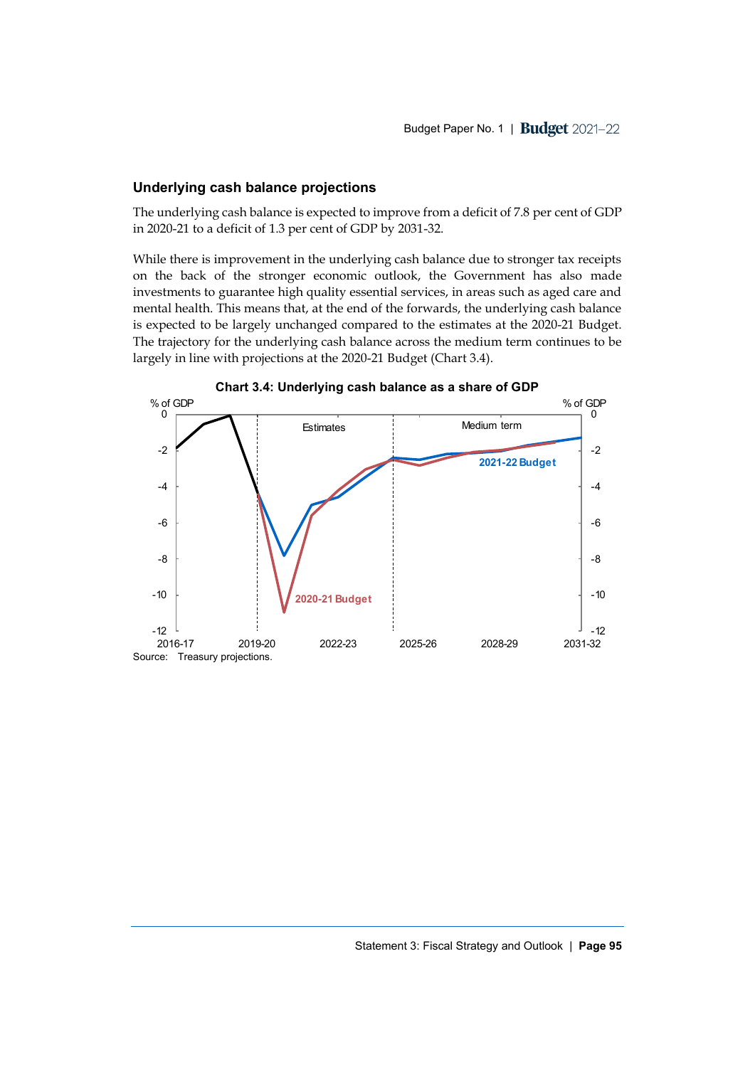### Underlying cash balance projections

The underlying cash balance is expected to improve from a deficit of 7.8 per cent of GDP in 2020-21 to a deficit of 1.3 per cent of GDP by 2031-32.

While there is improvement in the underlying cash balance due to stronger tax receipts on the back of the stronger economic outlook, the Government has also made investments to guarantee high quality essential services, in areas such as aged care and mental health. This means that, at the end of the forwards, the underlying cash balance is expected to be largely unchanged compared to the estimates at the 2020-21 Budget. The trajectory for the underlying cash balance across the medium term continues to be largely in line with projections at the 2020-21 Budget (Chart 3.4).

**Chart 3.4: Underlying cash balance as a share of GDP**

Source: Treasury projections.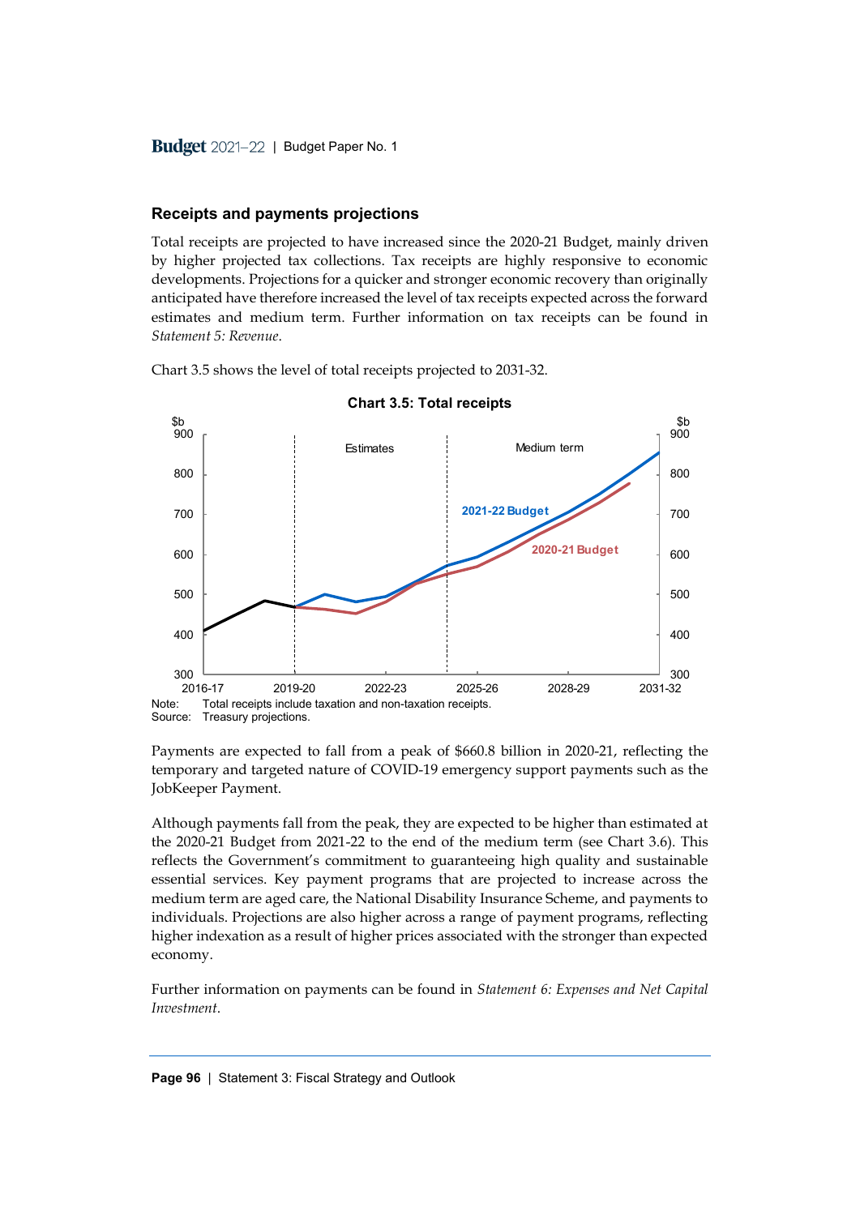## Receipts and payments projections

Total receipts are projected to have increased since the 2020-21 Budget, mainly driven by higher projected tax collections. Tax receipts are highly responsive to economic developments. Projections for a quicker and stronger economic recovery than originally anticipated have therefore increased the level of tax receipts expected across the forward estimates and medium term. Further information on tax receipts can be found in *Statement 5: Revenue*.

Chart 3.5 shows the level of total receipts projected to 2031-32.

**Chart 3.5: Total receipts**

Note: Total receipts include taxation and non-taxation receipts.
Source: Treasury projections.

Payments are expected to fall from a peak of $660.8 billion in 2020-21, reflecting the temporary and targeted nature of COVID-19 emergency support payments such as the JobKeeper Payment.

Although payments fall from the peak, they are expected to be higher than estimated at the 2020-21 Budget from 2021-22 to the end of the medium term (see Chart 3.6). This reflects the Government's commitment to guaranteeing high quality and sustainable essential services. Key payment programs that are projected to increase across the medium term are aged care, the National Disability Insurance Scheme, and payments to individuals. Projections are also higher across a range of payment programs, reflecting higher indexation as a result of higher prices associated with the stronger than expected economy.

Further information on payments can be found in *Statement 6: Expenses and Net Capital Investment*.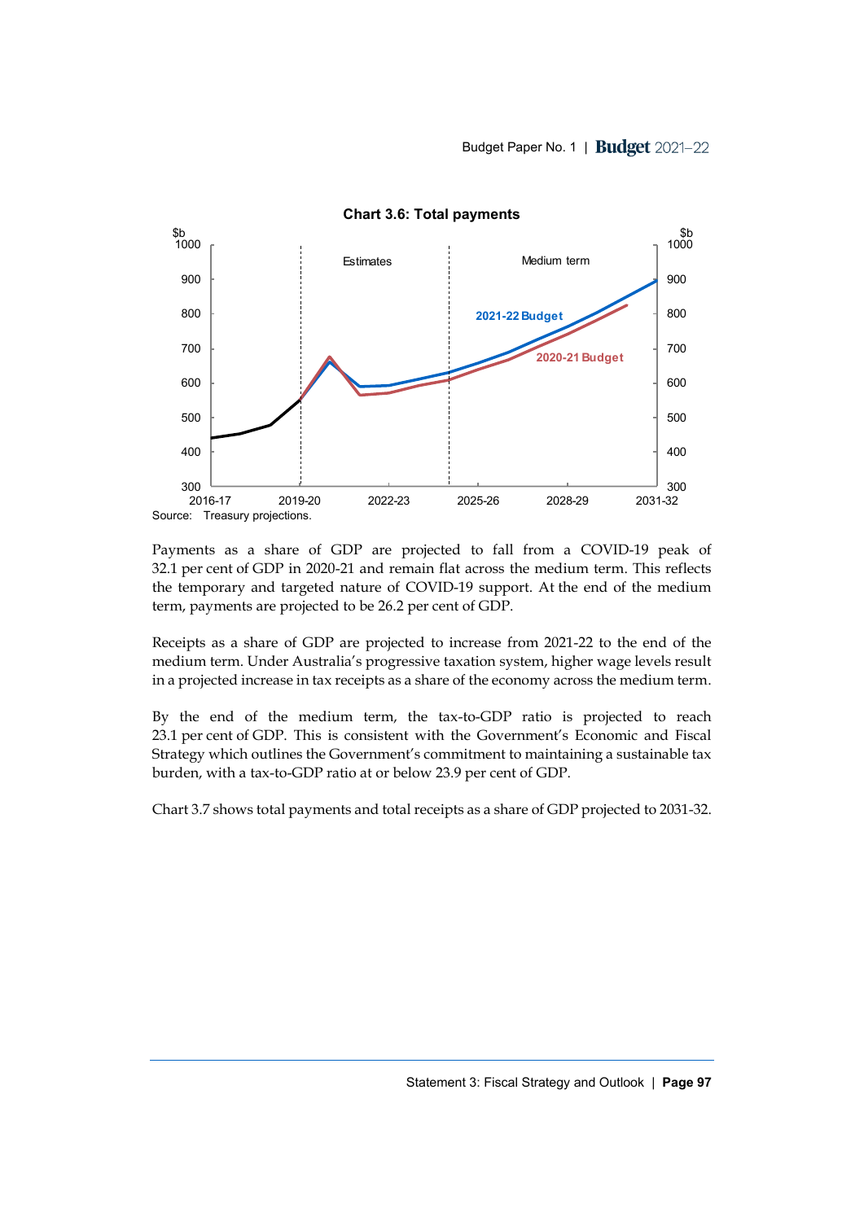**Chart 3.6: Total payments**

Source: Treasury projections.

Payments as a share of GDP are projected to fall from a COVID-19 peak of 32.1 per cent of GDP in 2020-21 and remain flat across the medium term. This reflects the temporary and targeted nature of COVID-19 support. At the end of the medium term, payments are projected to be 26.2 per cent of GDP.

Receipts as a share of GDP are projected to increase from 2021-22 to the end of the medium term. Under Australia's progressive taxation system, higher wage levels result in a projected increase in tax receipts as a share of the economy across the medium term.

By the end of the medium term, the tax-to-GDP ratio is projected to reach 23.1 per cent of GDP. This is consistent with the Government's Economic and Fiscal Strategy which outlines the Government's commitment to maintaining a sustainable tax burden, with a tax-to-GDP ratio at or below 23.9 per cent of GDP.

Chart 3.7 shows total payments and total receipts as a share of GDP projected to 2031-32.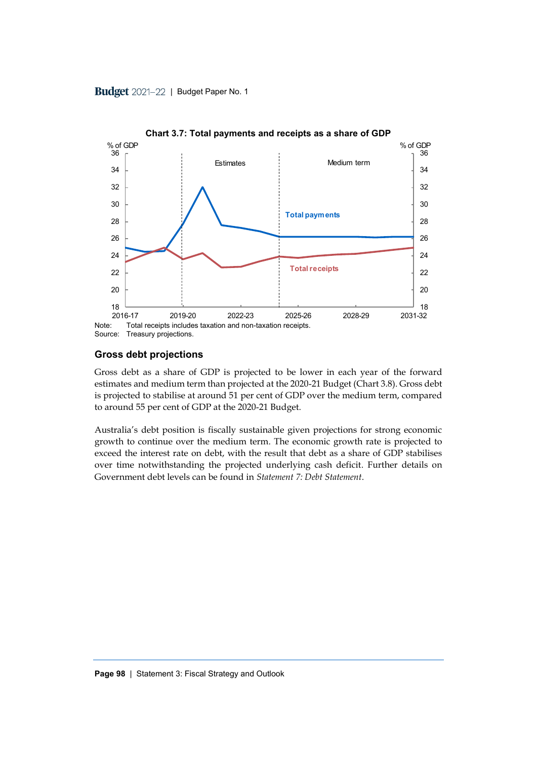**Chart 3.7: Total payments and receipts as a share of GDP**

Note: Total receipts includes taxation and non-taxation receipts.
Source: Treasury projections.

## Gross debt projections

Gross debt as a share of GDP is projected to be lower in each year of the forward estimates and medium term than projected at the 2020-21 Budget (Chart 3.8). Gross debt is projected to stabilise at around 51 per cent of GDP over the medium term, compared to around 55 per cent of GDP at the 2020-21 Budget.

Australia's debt position is fiscally sustainable given projections for strong economic growth to continue over the medium term. The economic growth rate is projected to exceed the interest rate on debt, with the result that debt as a share of GDP stabilises over time notwithstanding the projected underlying cash deficit. Further details on Government debt levels can be found in *Statement 7: Debt Statement*.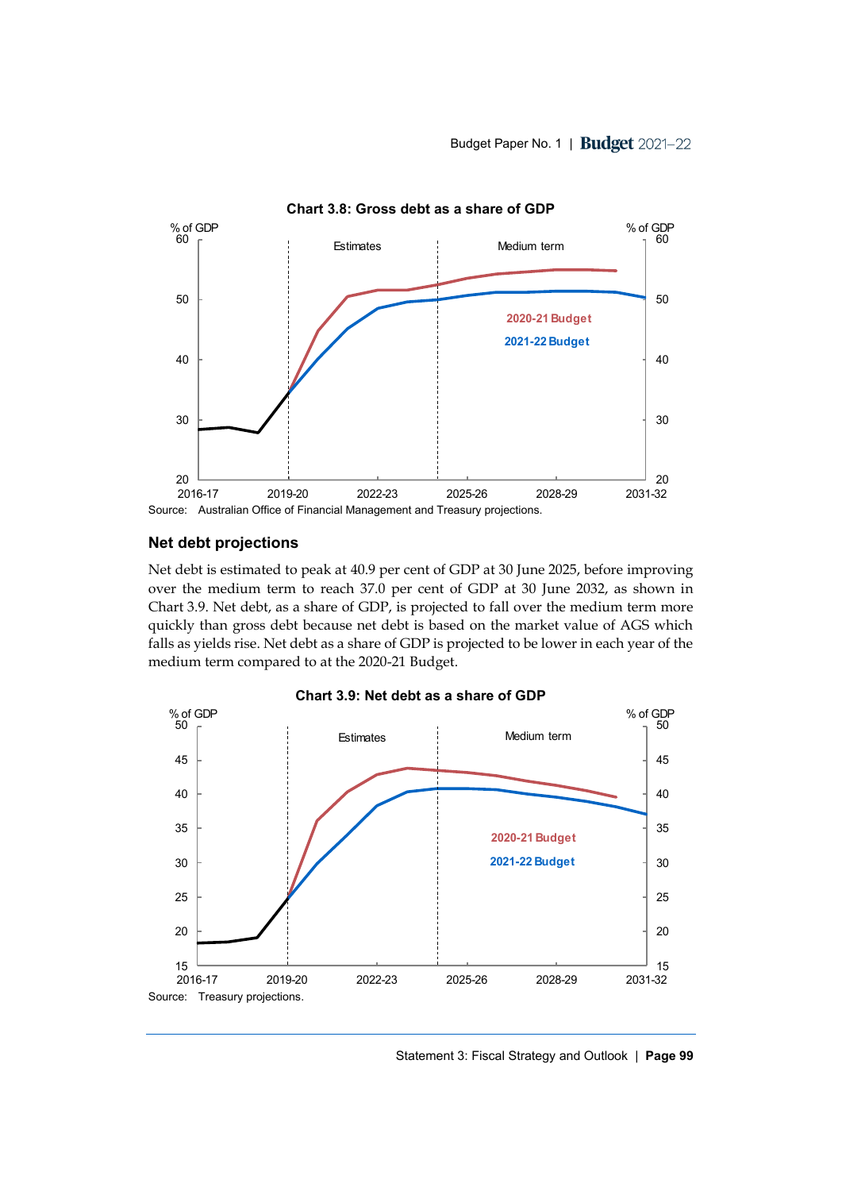**Chart 3.8: Gross debt as a share of GDP**

Source: Australian Office of Financial Management and Treasury projections.

## Net debt projections

Net debt is estimated to peak at 40.9 per cent of GDP at 30 June 2025, before improving over the medium term to reach 37.0 per cent of GDP at 30 June 2032, as shown in Chart 3.9. Net debt, as a share of GDP, is projected to fall over the medium term more quickly than gross debt because net debt is based on the market value of AGS which falls as yields rise. Net debt as a share of GDP is projected to be lower in each year of the medium term compared to at the 2020-21 Budget.

**Chart 3.9: Net debt as a share of GDP**

Source: Treasury projections.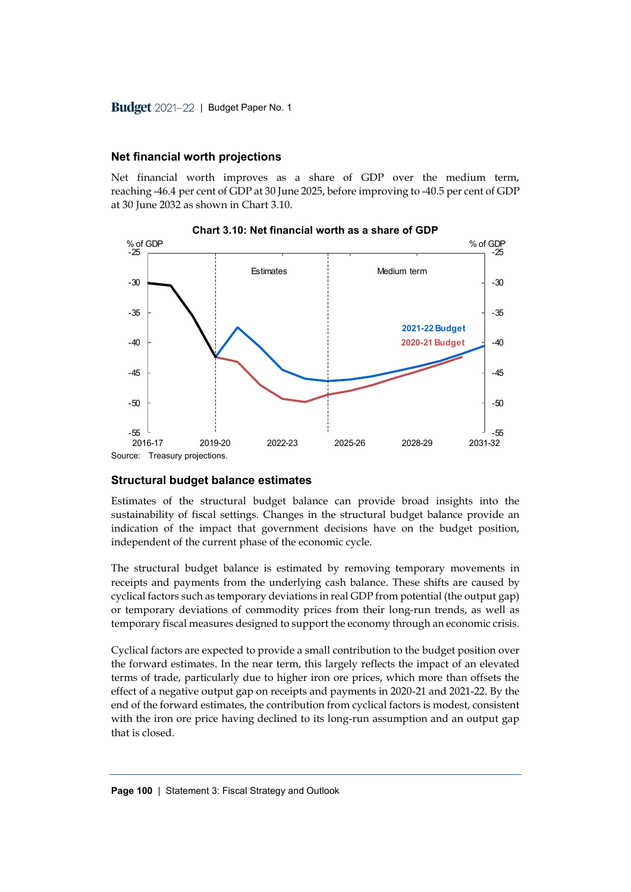## Net financial worth projections

Net financial worth improves as a share of GDP over the medium term, reaching -46.4 per cent of GDP at 30 June 2025, before improving to -40.5 per cent of GDP at 30 June 2032 as shown in Chart 3.10.

**Chart 3.10: Net financial worth as a share of GDP**

Source: Treasury projections.

## Structural budget balance estimates

Estimates of the structural budget balance can provide broad insights into the sustainability of fiscal settings. Changes in the structural budget balance provide an indication of the impact that government decisions have on the budget position, independent of the current phase of the economic cycle.

The structural budget balance is estimated by removing temporary movements in receipts and payments from the underlying cash balance. These shifts are caused by cyclical factors such as temporary deviations in real GDP from potential (the output gap) or temporary deviations of commodity prices from their long-run trends, as well as temporary fiscal measures designed to support the economy through an economic crisis.

Cyclical factors are expected to provide a small contribution to the budget position over the forward estimates. In the near term, this largely reflects the impact of an elevated terms of trade, particularly due to higher iron ore prices, which more than offsets the effect of a negative output gap on receipts and payments in 2020-21 and 2021-22. By the end of the forward estimates, the contribution from cyclical factors is modest, consistent with the iron ore price having declined to its long-run assumption and an output gap that is closed.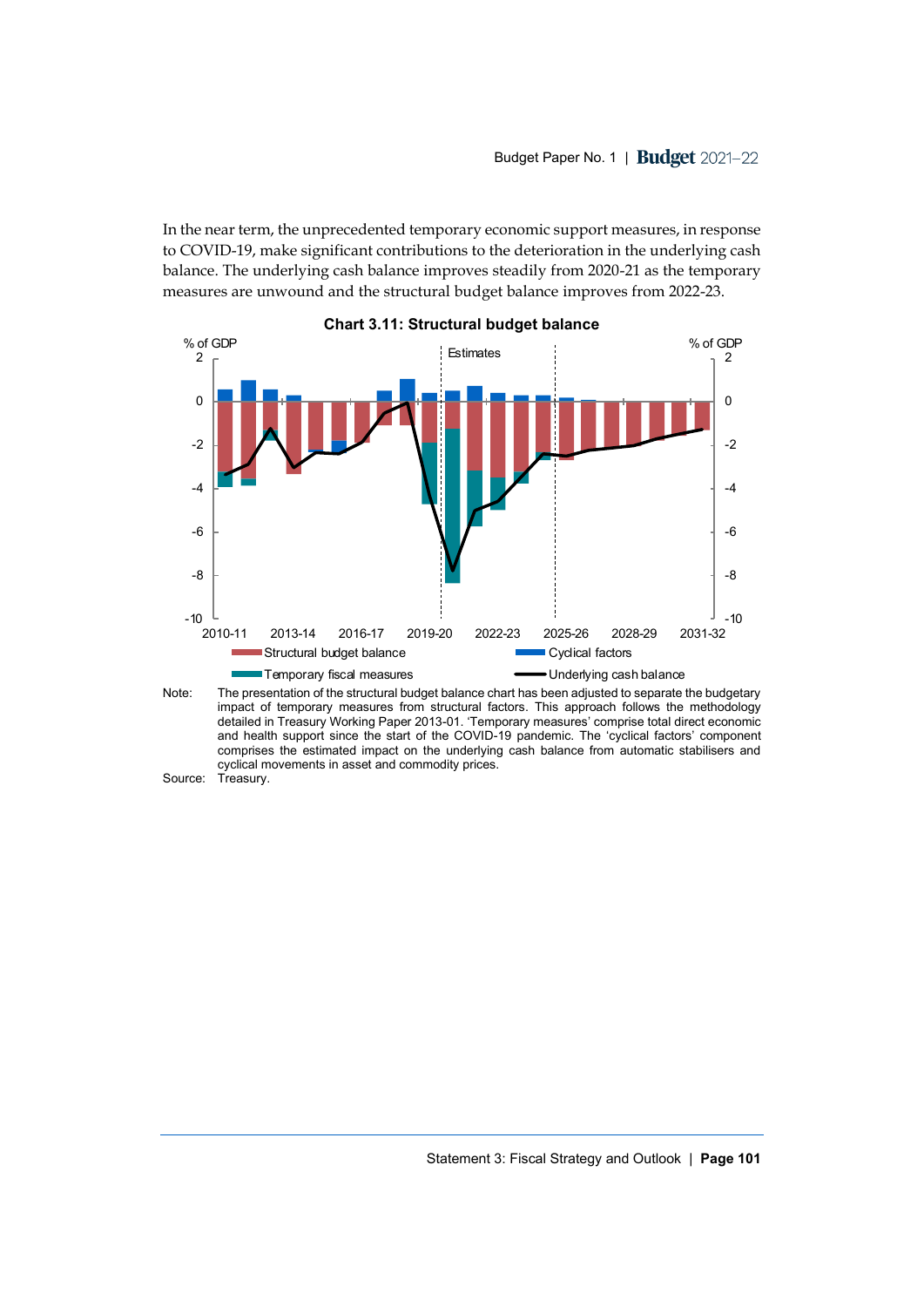In the near term, the unprecedented temporary economic support measures, in response to COVID-19, make significant contributions to the deterioration in the underlying cash balance. The underlying cash balance improves steadily from 2020-21 as the temporary measures are unwound and the structural budget balance improves from 2022-23.

**Chart 3.11: Structural budget balance**

% of GDP
2
0
-2
-4
-6
-8
-10

% of GDP
2
0
-2
-4
-6
-8
-10

Estimates

2010-11
2013-14
2016-17
2019-20
2022-23
2025-26
2028-29
2031-32

Structural budget balance
Cyclical factors
Temporary fiscal measures
Underlying cash balance

Note: The presentation of the structural budget balance chart has been adjusted to separate the budgetary impact of temporary measures from structural factors. This approach follows the methodology detailed in Treasury Working Paper 2013-01. 'Temporary measures' comprise total direct economic and health support since the start of the COVID-19 pandemic. The 'cyclical factors' component comprises the estimated impact on the underlying cash balance from automatic stabilisers and cyclical movements in asset and commodity prices.

Source: Treasury.